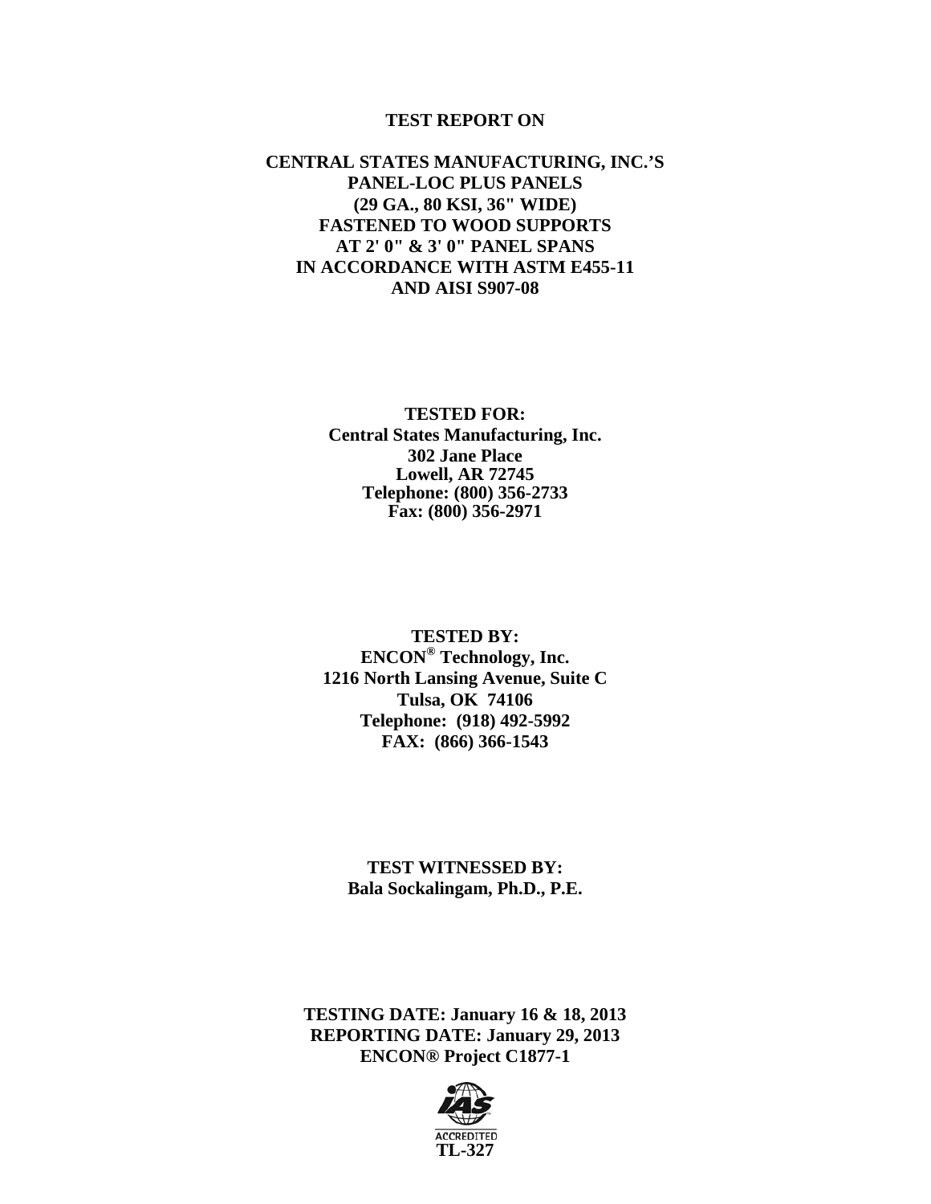**TEST REPORT ON**

**CENTRAL STATES MANUFACTURING, INC.'S**
**PANEL-LOC PLUS PANELS**
**(29 GA., 80 KSI, 36" WIDE)**
**FASTENED TO WOOD SUPPORTS**
**AT 2' 0" & 3' 0" PANEL SPANS**
**IN ACCORDANCE WITH ASTM E455-11**
**AND AISI S907-08**

**TESTED FOR:**
**Central States Manufacturing, Inc.**
**302 Jane Place**
**Lowell, AR 72745**
**Telephone: (800) 356-2733**
**Fax: (800) 356-2971**

**TESTED BY:**
**ENCON® Technology, Inc.**
**1216 North Lansing Avenue, Suite C**
**Tulsa, OK 74106**
**Telephone: (918) 492-5992**
**FAX: (866) 366-1543**

**TEST WITNESSED BY:**
**Bala Sockalingam, Ph.D., P.E.**

**TESTING DATE: January 16 & 18, 2013**
**REPORTING DATE: January 29, 2013**
**ENCON® Project C1877-1**

IAS ACCREDITED
**TL-327**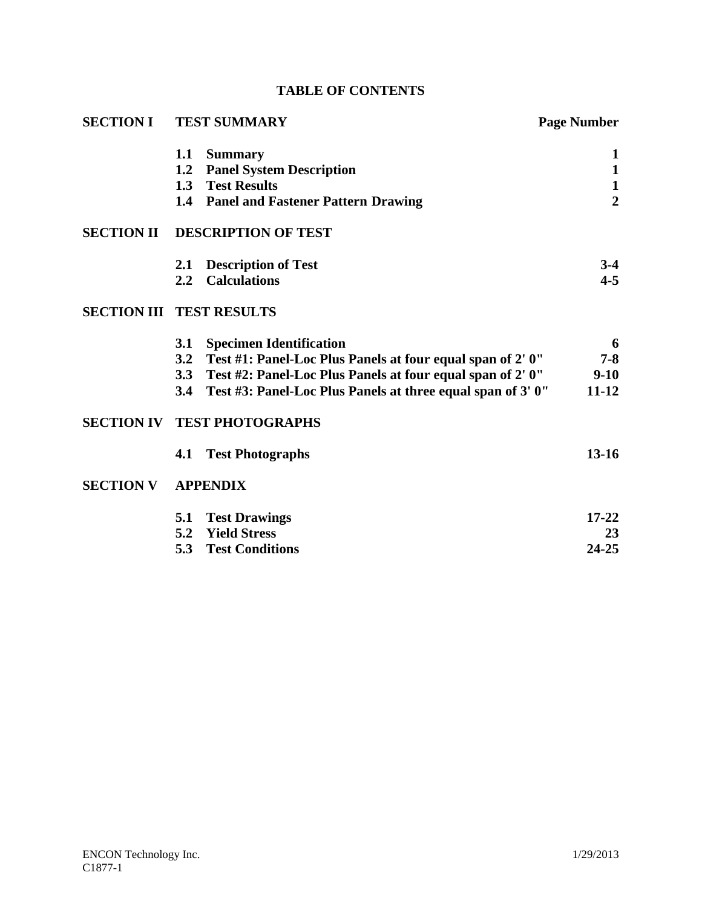# TABLE OF CONTENTS

| | | Page Number |
|---|---|---|
| **SECTION I** | **TEST SUMMARY** | |
| | **1.1 Summary** | **1** |
| | **1.2 Panel System Description** | **1** |
| | **1.3 Test Results** | **1** |
| | **1.4 Panel and Fastener Pattern Drawing** | **2** |
| **SECTION II** | **DESCRIPTION OF TEST** | |
| | **2.1 Description of Test** | **3-4** |
| | **2.2 Calculations** | **4-5** |
| **SECTION III** | **TEST RESULTS** | |
| | **3.1 Specimen Identification** | **6** |
| | **3.2 Test #1: Panel-Loc Plus Panels at four equal span of 2' 0"** | **7-8** |
| | **3.3 Test #2: Panel-Loc Plus Panels at four equal span of 2' 0"** | **9-10** |
| | **3.4 Test #3: Panel-Loc Plus Panels at three equal span of 3' 0"** | **11-12** |
| **SECTION IV** | **TEST PHOTOGRAPHS** | |
| | **4.1 Test Photographs** | **13-16** |
| **SECTION V** | **APPENDIX** | |
| | **5.1 Test Drawings** | **17-22** |
| | **5.2 Yield Stress** | **23** |
| | **5.3 Test Conditions** | **24-25** |

ENCON Technology Inc.
C1877-1

1/29/2013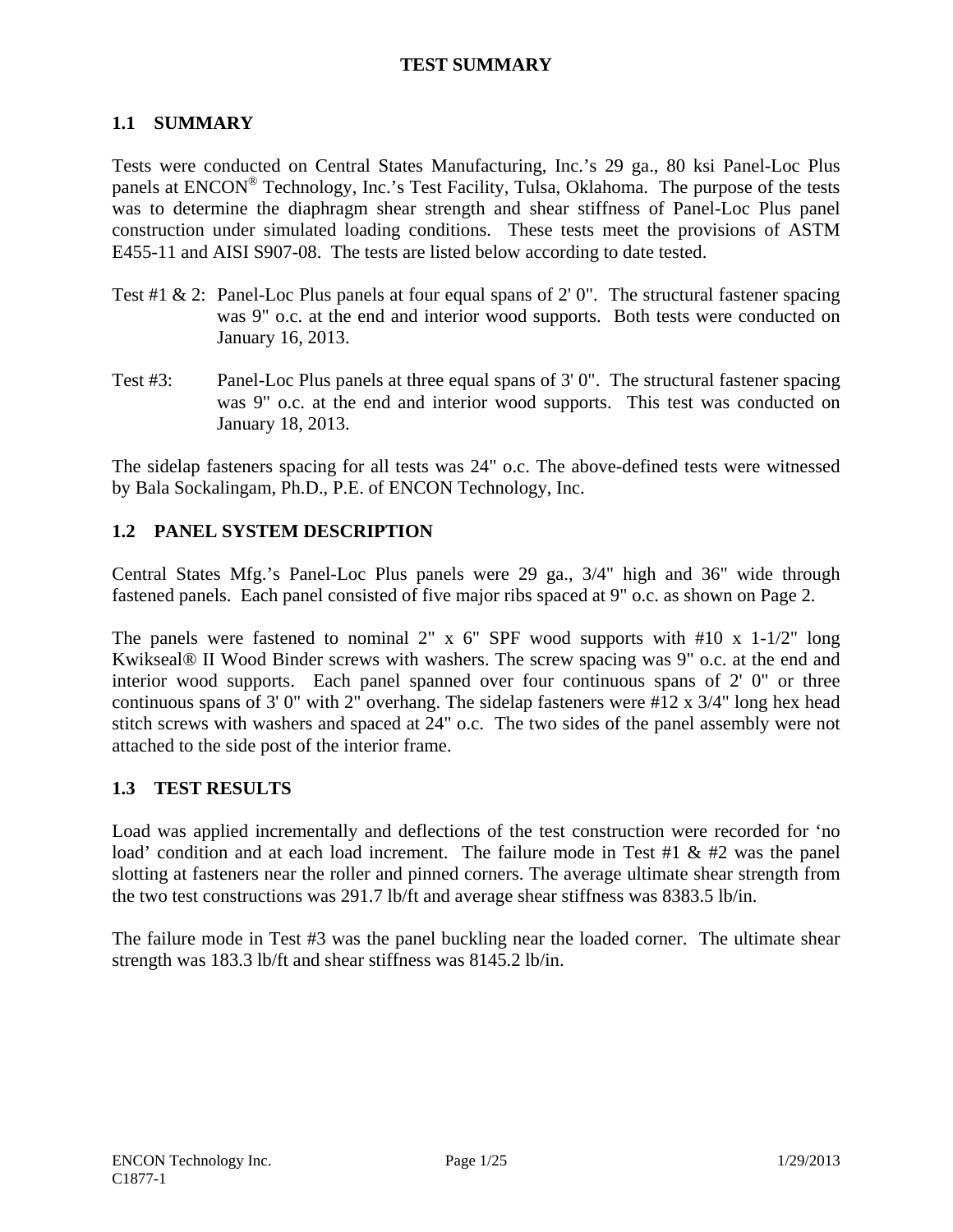# TEST SUMMARY

## 1.1 SUMMARY

Tests were conducted on Central States Manufacturing, Inc.'s 29 ga., 80 ksi Panel-Loc Plus panels at ENCON® Technology, Inc.'s Test Facility, Tulsa, Oklahoma. The purpose of the tests was to determine the diaphragm shear strength and shear stiffness of Panel-Loc Plus panel construction under simulated loading conditions. These tests meet the provisions of ASTM E455-11 and AISI S907-08. The tests are listed below according to date tested.

Test #1 & 2: Panel-Loc Plus panels at four equal spans of 2' 0". The structural fastener spacing was 9" o.c. at the end and interior wood supports. Both tests were conducted on January 16, 2013.

Test #3: Panel-Loc Plus panels at three equal spans of 3' 0". The structural fastener spacing was 9" o.c. at the end and interior wood supports. This test was conducted on January 18, 2013.

The sidelap fasteners spacing for all tests was 24" o.c. The above-defined tests were witnessed by Bala Sockalingam, Ph.D., P.E. of ENCON Technology, Inc.

## 1.2 PANEL SYSTEM DESCRIPTION

Central States Mfg.'s Panel-Loc Plus panels were 29 ga., 3/4" high and 36" wide through fastened panels. Each panel consisted of five major ribs spaced at 9" o.c. as shown on Page 2.

The panels were fastened to nominal 2" x 6" SPF wood supports with #10 x 1-1/2" long Kwikseal® II Wood Binder screws with washers. The screw spacing was 9" o.c. at the end and interior wood supports. Each panel spanned over four continuous spans of 2' 0" or three continuous spans of 3' 0" with 2" overhang. The sidelap fasteners were #12 x 3/4" long hex head stitch screws with washers and spaced at 24" o.c. The two sides of the panel assembly were not attached to the side post of the interior frame.

## 1.3 TEST RESULTS

Load was applied incrementally and deflections of the test construction were recorded for 'no load' condition and at each load increment. The failure mode in Test #1 & #2 was the panel slotting at fasteners near the roller and pinned corners. The average ultimate shear strength from the two test constructions was 291.7 lb/ft and average shear stiffness was 8383.5 lb/in.

The failure mode in Test #3 was the panel buckling near the loaded corner. The ultimate shear strength was 183.3 lb/ft and shear stiffness was 8145.2 lb/in.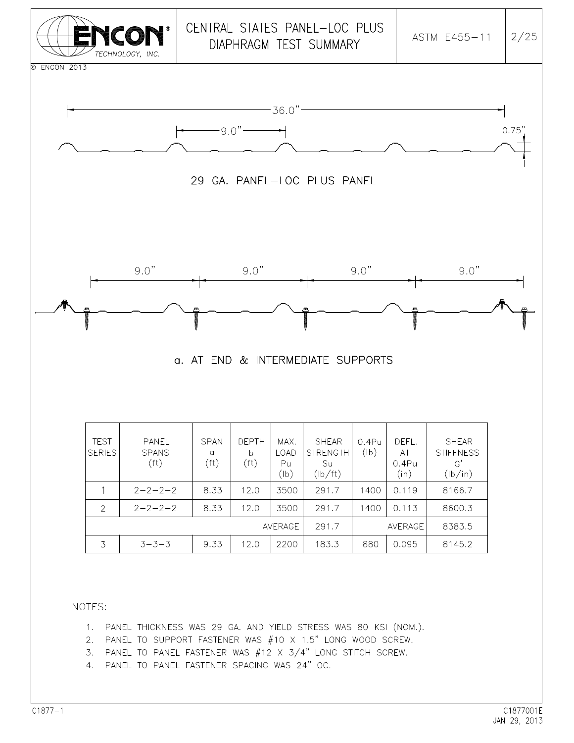# CENTRAL STATES PANEL-LOC PLUS DIAPHRAGM TEST SUMMARY

ASTM E455-11

© ENCON 2013

36.0"

9.0"

0.75"

29 GA. PANEL-LOC PLUS PANEL

9.0" 9.0" 9.0" 9.0"

a. AT END & INTERMEDIATE SUPPORTS

| TEST SERIES | PANEL SPANS (ft) | SPAN a (ft) | DEPTH b (ft) | MAX. LOAD Pu (lb) | SHEAR STRENGTH Su (lb/ft) | 0.4Pu (lb) | DEFL. AT 0.4Pu (in) | SHEAR STIFFNESS G' (lb/in) |
|---|---|---|---|---|---|---|---|---|
| 1 | 2-2-2-2 | 8.33 | 12.0 | 3500 | 291.7 | 1400 | 0.119 | 8166.7 |
| 2 | 2-2-2-2 | 8.33 | 12.0 | 3500 | 291.7 | 1400 | 0.113 | 8600.3 |
| | | | | AVERAGE | 291.7 | | AVERAGE | 8383.5 |
| 3 | 3-3-3 | 9.33 | 12.0 | 2200 | 183.3 | 880 | 0.095 | 8145.2 |

NOTES:

1. PANEL THICKNESS WAS 29 GA. AND YIELD STRESS WAS 80 KSI (NOM.).
2. PANEL TO SUPPORT FASTENER WAS #10 X 1.5" LONG WOOD SCREW.
3. PANEL TO PANEL FASTENER WAS #12 X 3/4" LONG STITCH SCREW.
4. PANEL TO PANEL FASTENER SPACING WAS 24" OC.

C1877-1

C1877001E
JAN 29, 2013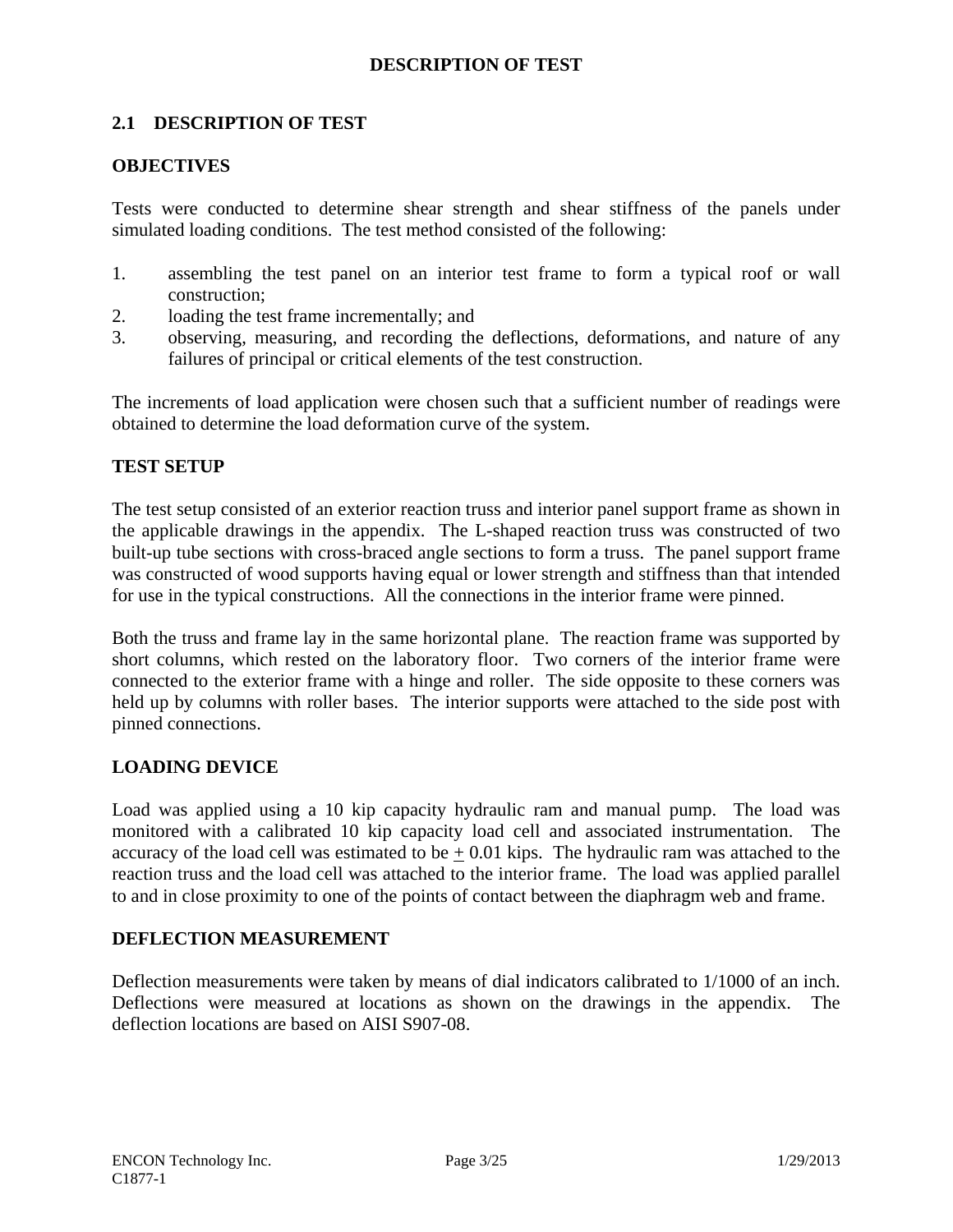# DESCRIPTION OF TEST

## 2.1 DESCRIPTION OF TEST

### OBJECTIVES

Tests were conducted to determine shear strength and shear stiffness of the panels under simulated loading conditions. The test method consisted of the following:

1. assembling the test panel on an interior test frame to form a typical roof or wall construction;
2. loading the test frame incrementally; and
3. observing, measuring, and recording the deflections, deformations, and nature of any failures of principal or critical elements of the test construction.

The increments of load application were chosen such that a sufficient number of readings were obtained to determine the load deformation curve of the system.

### TEST SETUP

The test setup consisted of an exterior reaction truss and interior panel support frame as shown in the applicable drawings in the appendix. The L-shaped reaction truss was constructed of two built-up tube sections with cross-braced angle sections to form a truss. The panel support frame was constructed of wood supports having equal or lower strength and stiffness than that intended for use in the typical constructions. All the connections in the interior frame were pinned.

Both the truss and frame lay in the same horizontal plane. The reaction frame was supported by short columns, which rested on the laboratory floor. Two corners of the interior frame were connected to the exterior frame with a hinge and roller. The side opposite to these corners was held up by columns with roller bases. The interior supports were attached to the side post with pinned connections.

### LOADING DEVICE

Load was applied using a 10 kip capacity hydraulic ram and manual pump. The load was monitored with a calibrated 10 kip capacity load cell and associated instrumentation. The accuracy of the load cell was estimated to be ± 0.01 kips. The hydraulic ram was attached to the reaction truss and the load cell was attached to the interior frame. The load was applied parallel to and in close proximity to one of the points of contact between the diaphragm web and frame.

### DEFLECTION MEASUREMENT

Deflection measurements were taken by means of dial indicators calibrated to 1/1000 of an inch. Deflections were measured at locations as shown on the drawings in the appendix. The deflection locations are based on AISI S907-08.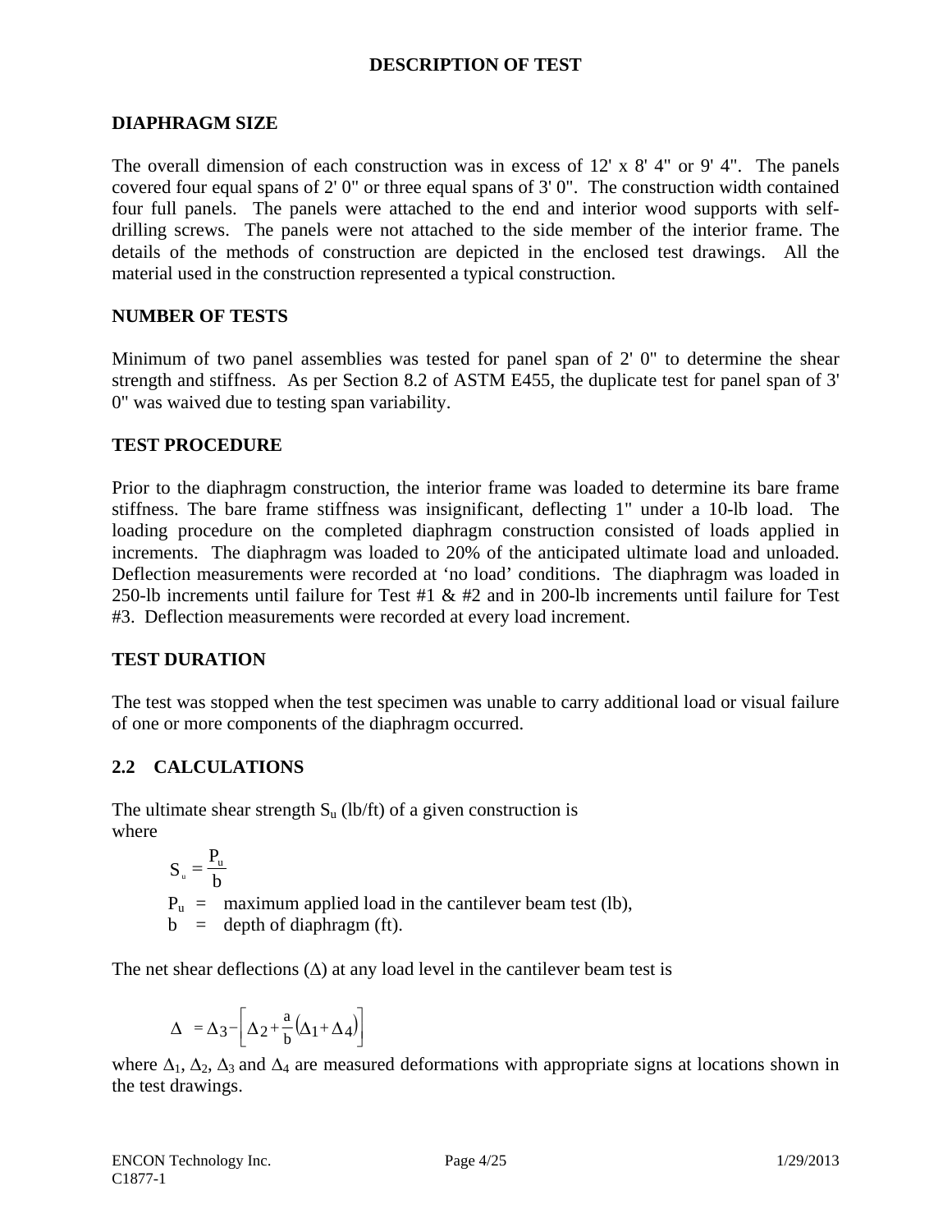# DESCRIPTION OF TEST

## DIAPHRAGM SIZE

The overall dimension of each construction was in excess of 12' x 8' 4" or 9' 4". The panels covered four equal spans of 2' 0" or three equal spans of 3' 0". The construction width contained four full panels. The panels were attached to the end and interior wood supports with self-drilling screws. The panels were not attached to the side member of the interior frame. The details of the methods of construction are depicted in the enclosed test drawings. All the material used in the construction represented a typical construction.

## NUMBER OF TESTS

Minimum of two panel assemblies was tested for panel span of 2' 0" to determine the shear strength and stiffness. As per Section 8.2 of ASTM E455, the duplicate test for panel span of 3' 0" was waived due to testing span variability.

## TEST PROCEDURE

Prior to the diaphragm construction, the interior frame was loaded to determine its bare frame stiffness. The bare frame stiffness was insignificant, deflecting 1" under a 10-lb load. The loading procedure on the completed diaphragm construction consisted of loads applied in increments. The diaphragm was loaded to 20% of the anticipated ultimate load and unloaded. Deflection measurements were recorded at 'no load' conditions. The diaphragm was loaded in 250-lb increments until failure for Test #1 & #2 and in 200-lb increments until failure for Test #3. Deflection measurements were recorded at every load increment.

## TEST DURATION

The test was stopped when the test specimen was unable to carry additional load or visual failure of one or more components of the diaphragm occurred.

## 2.2 CALCULATIONS

The ultimate shear strength $S_u$ (lb/ft) of a given construction is
where

$$S_u = \frac{P_u}{b}$$

$P_u$ = maximum applied load in the cantilever beam test (lb),
b = depth of diaphragm (ft).

The net shear deflections ($\Delta$) at any load level in the cantilever beam test is

$$\Delta = \Delta_3 - \left[ \Delta_2 + \frac{a}{b}\left(\Delta_1 + \Delta_4\right) \right]$$

where $\Delta_1$, $\Delta_2$, $\Delta_3$ and $\Delta_4$ are measured deformations with appropriate signs at locations shown in the test drawings.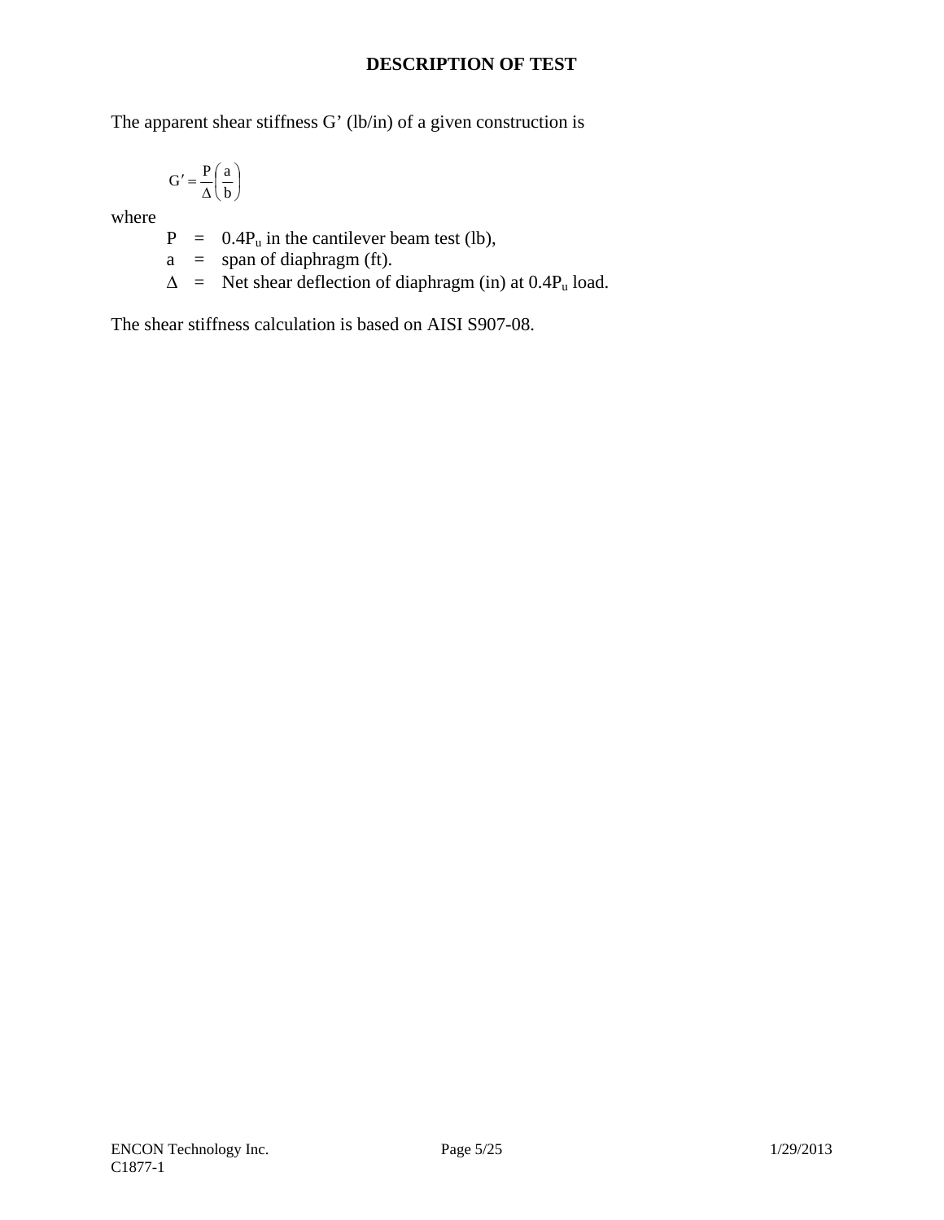## DESCRIPTION OF TEST

The apparent shear stiffness G' (lb/in) of a given construction is

$$G' = \frac{P}{\Delta}\left(\frac{a}{b}\right)$$

where

- $P$ = $0.4P_u$ in the cantilever beam test (lb),
- $a$ = span of diaphragm (ft).
- $\Delta$ = Net shear deflection of diaphragm (in) at $0.4P_u$ load.

The shear stiffness calculation is based on AISI S907-08.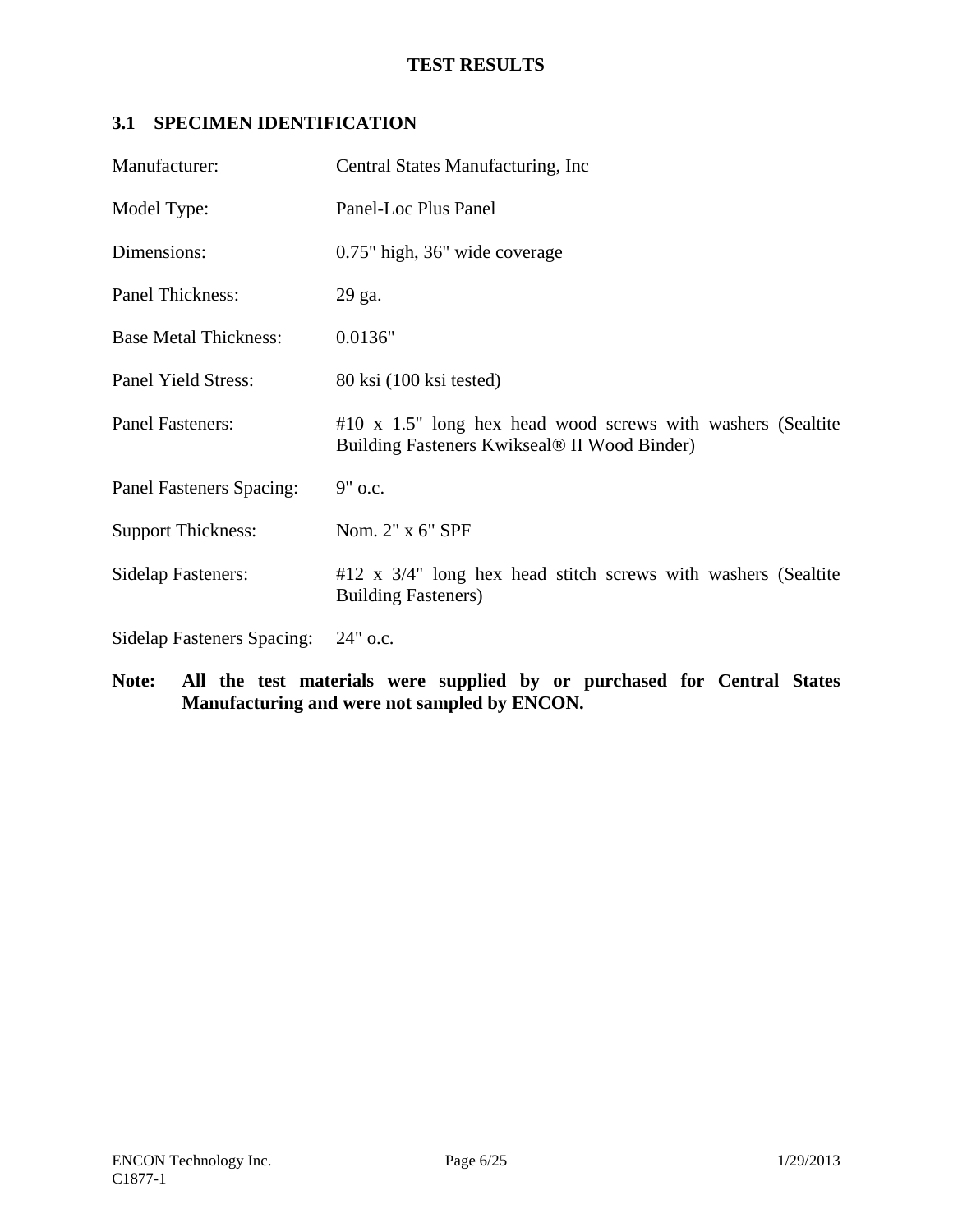## TEST RESULTS

### 3.1 SPECIMEN IDENTIFICATION

Manufacturer: Central States Manufacturing, Inc

Model Type: Panel-Loc Plus Panel

Dimensions: 0.75" high, 36" wide coverage

Panel Thickness: 29 ga.

Base Metal Thickness: 0.0136"

Panel Yield Stress: 80 ksi (100 ksi tested)

Panel Fasteners: #10 x 1.5" long hex head wood screws with washers (Sealtite Building Fasteners Kwikseal® II Wood Binder)

Panel Fasteners Spacing: 9" o.c.

Support Thickness: Nom. 2" x 6" SPF

Sidelap Fasteners: #12 x 3/4" long hex head stitch screws with washers (Sealtite Building Fasteners)

Sidelap Fasteners Spacing: 24" o.c.

**Note: All the test materials were supplied by or purchased for Central States Manufacturing and were not sampled by ENCON.**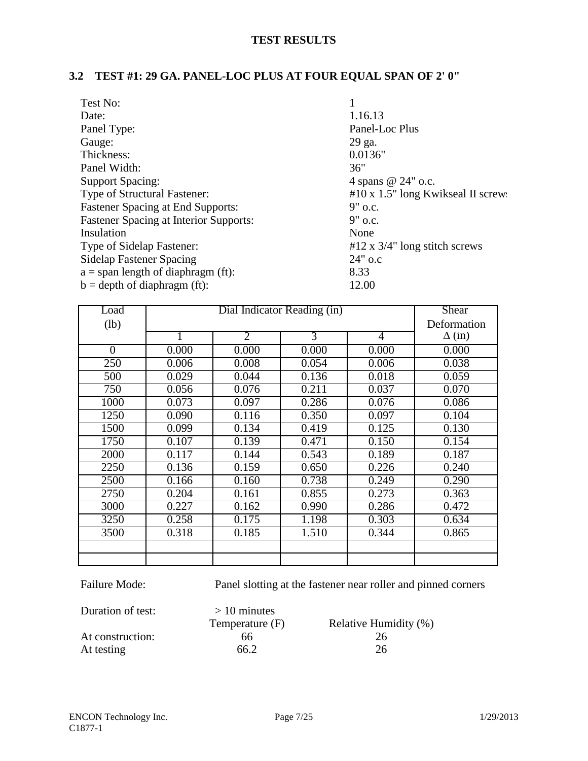## TEST RESULTS

### 3.2 TEST #1: 29 GA. PANEL-LOC PLUS AT FOUR EQUAL SPAN OF 2' 0"

| | |
|---|---|
| Test No: | 1 |
| Date: | 1.16.13 |
| Panel Type: | Panel-Loc Plus |
| Gauge: | 29 ga. |
| Thickness: | 0.0136" |
| Panel Width: | 36" |
| Support Spacing: | 4 spans @ 24" o.c. |
| Type of Structural Fastener: | #10 x 1.5" long Kwikseal II screws |
| Fastener Spacing at End Supports: | 9" o.c. |
| Fastener Spacing at Interior Supports: | 9" o.c. |
| Insulation | None |
| Type of Sidelap Fastener: | #12 x 3/4" long stitch screws |
| Sidelap Fastener Spacing | 24" o.c |
| a = span length of diaphragm (ft): | 8.33 |
| b = depth of diaphragm (ft): | 12.00 |

| Load (lb) | Dial Indicator Reading (in) | | | | Shear Deformation |
|---|---|---|---|---|---|
| | 1 | 2 | 3 | 4 | $\Delta$ (in) |
| 0 | 0.000 | 0.000 | 0.000 | 0.000 | 0.000 |
| 250 | 0.006 | 0.008 | 0.054 | 0.006 | 0.038 |
| 500 | 0.029 | 0.044 | 0.136 | 0.018 | 0.059 |
| 750 | 0.056 | 0.076 | 0.211 | 0.037 | 0.070 |
| 1000 | 0.073 | 0.097 | 0.286 | 0.076 | 0.086 |
| 1250 | 0.090 | 0.116 | 0.350 | 0.097 | 0.104 |
| 1500 | 0.099 | 0.134 | 0.419 | 0.125 | 0.130 |
| 1750 | 0.107 | 0.139 | 0.471 | 0.150 | 0.154 |
| 2000 | 0.117 | 0.144 | 0.543 | 0.189 | 0.187 |
| 2250 | 0.136 | 0.159 | 0.650 | 0.226 | 0.240 |
| 2500 | 0.166 | 0.160 | 0.738 | 0.249 | 0.290 |
| 2750 | 0.204 | 0.161 | 0.855 | 0.273 | 0.363 |
| 3000 | 0.227 | 0.162 | 0.990 | 0.286 | 0.472 |
| 3250 | 0.258 | 0.175 | 1.198 | 0.303 | 0.634 |
| 3500 | 0.318 | 0.185 | 1.510 | 0.344 | 0.865 |
| | | | | | |
| | | | | | |

Failure Mode: Panel slotting at the fastener near roller and pinned corners

| | | |
|---|---|---|
| Duration of test: | > 10 minutes | |
| | Temperature (F) | Relative Humidity (%) |
| At construction: | 66 | 26 |
| At testing | 66.2 | 26 |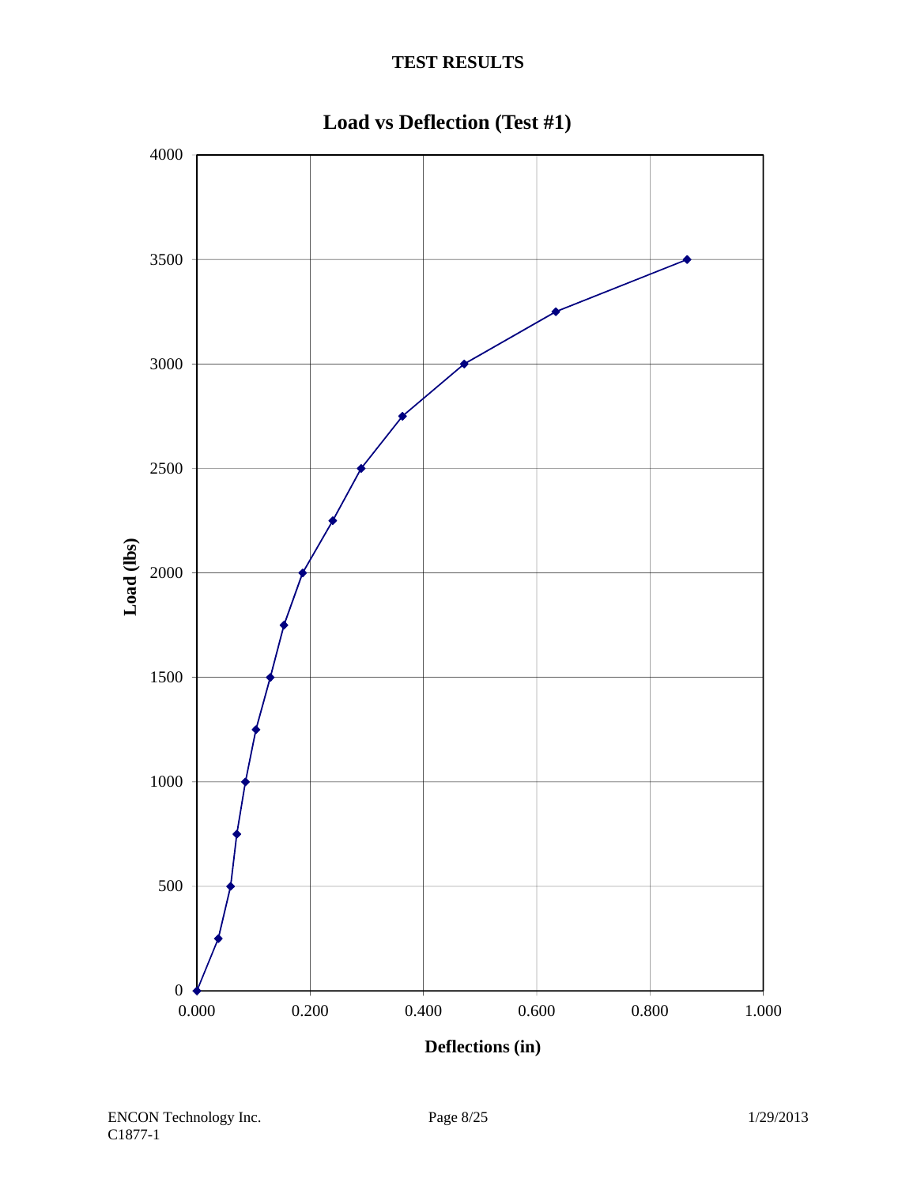# TEST RESULTS

## Load vs Deflection (Test #1)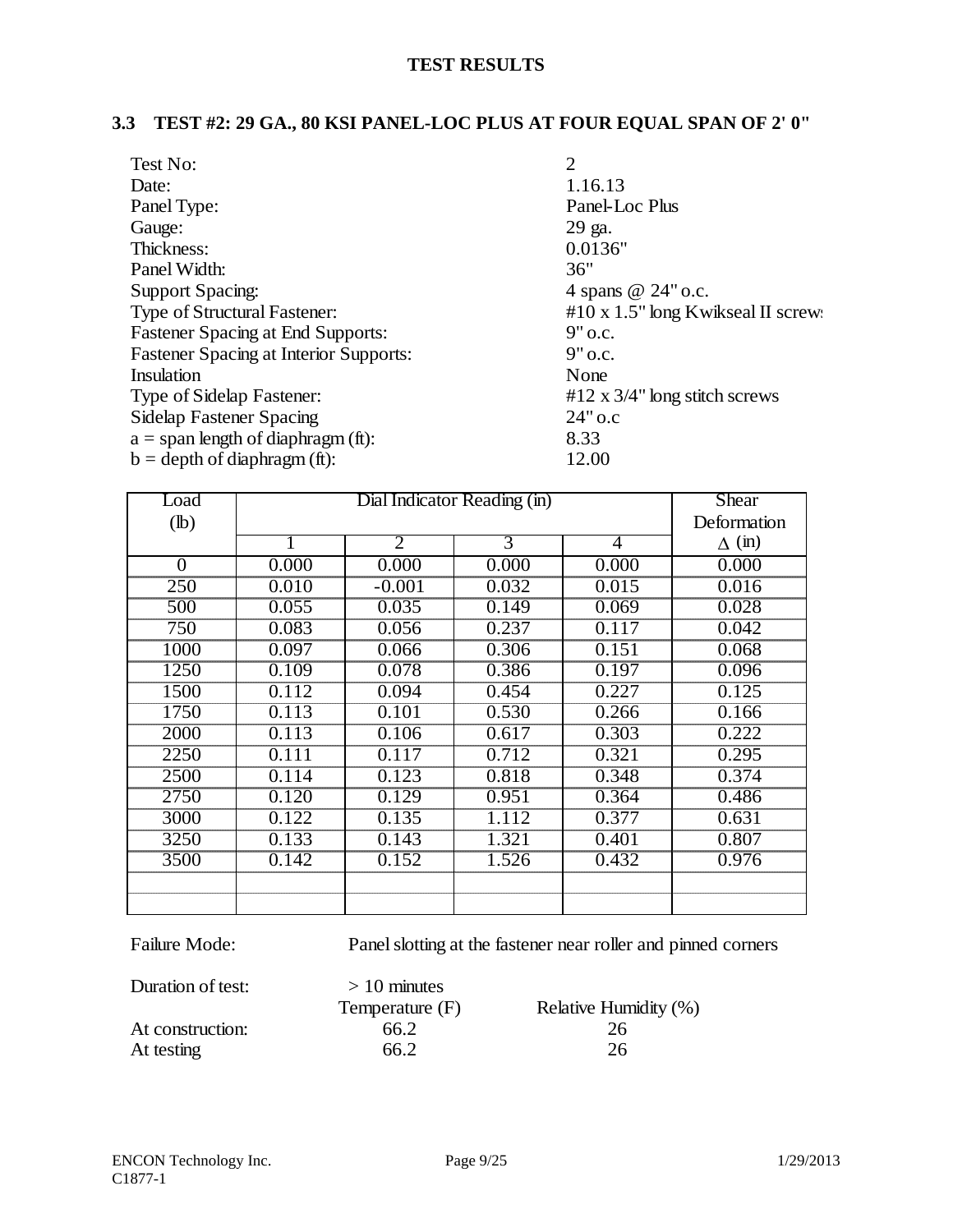**TEST RESULTS**

## 3.3 TEST #2: 29 GA., 80 KSI PANEL-LOC PLUS AT FOUR EQUAL SPAN OF 2' 0"

| | |
|---|---|
| Test No: | 2 |
| Date: | 1.16.13 |
| Panel Type: | Panel-Loc Plus |
| Gauge: | 29 ga. |
| Thickness: | 0.0136" |
| Panel Width: | 36" |
| Support Spacing: | 4 spans @ 24" o.c. |
| Type of Structural Fastener: | #10 x 1.5" long Kwikseal II screws |
| Fastener Spacing at End Supports: | 9" o.c. |
| Fastener Spacing at Interior Supports: | 9" o.c. |
| Insulation | None |
| Type of Sidelap Fastener: | #12 x 3/4" long stitch screws |
| Sidelap Fastener Spacing | 24" o.c |
| a = span length of diaphragm (ft): | 8.33 |
| b = depth of diaphragm (ft): | 12.00 |

| Load (lb) | Dial Indicator Reading (in) | | | | Shear Deformation |
|---|---|---|---|---|---|
| | 1 | 2 | 3 | 4 | $\Delta$ (in) |
| 0 | 0.000 | 0.000 | 0.000 | 0.000 | 0.000 |
| 250 | 0.010 | -0.001 | 0.032 | 0.015 | 0.016 |
| 500 | 0.055 | 0.035 | 0.149 | 0.069 | 0.028 |
| 750 | 0.083 | 0.056 | 0.237 | 0.117 | 0.042 |
| 1000 | 0.097 | 0.066 | 0.306 | 0.151 | 0.068 |
| 1250 | 0.109 | 0.078 | 0.386 | 0.197 | 0.096 |
| 1500 | 0.112 | 0.094 | 0.454 | 0.227 | 0.125 |
| 1750 | 0.113 | 0.101 | 0.530 | 0.266 | 0.166 |
| 2000 | 0.113 | 0.106 | 0.617 | 0.303 | 0.222 |
| 2250 | 0.111 | 0.117 | 0.712 | 0.321 | 0.295 |
| 2500 | 0.114 | 0.123 | 0.818 | 0.348 | 0.374 |
| 2750 | 0.120 | 0.129 | 0.951 | 0.364 | 0.486 |
| 3000 | 0.122 | 0.135 | 1.112 | 0.377 | 0.631 |
| 3250 | 0.133 | 0.143 | 1.321 | 0.401 | 0.807 |
| 3500 | 0.142 | 0.152 | 1.526 | 0.432 | 0.976 |
| | | | | | |
| | | | | | |

Failure Mode: Panel slotting at the fastener near roller and pinned corners

| Duration of test: | > 10 minutes | |
|---|---|---|
| | Temperature (F) | Relative Humidity (%) |
| At construction: | 66.2 | 26 |
| At testing | 66.2 | 26 |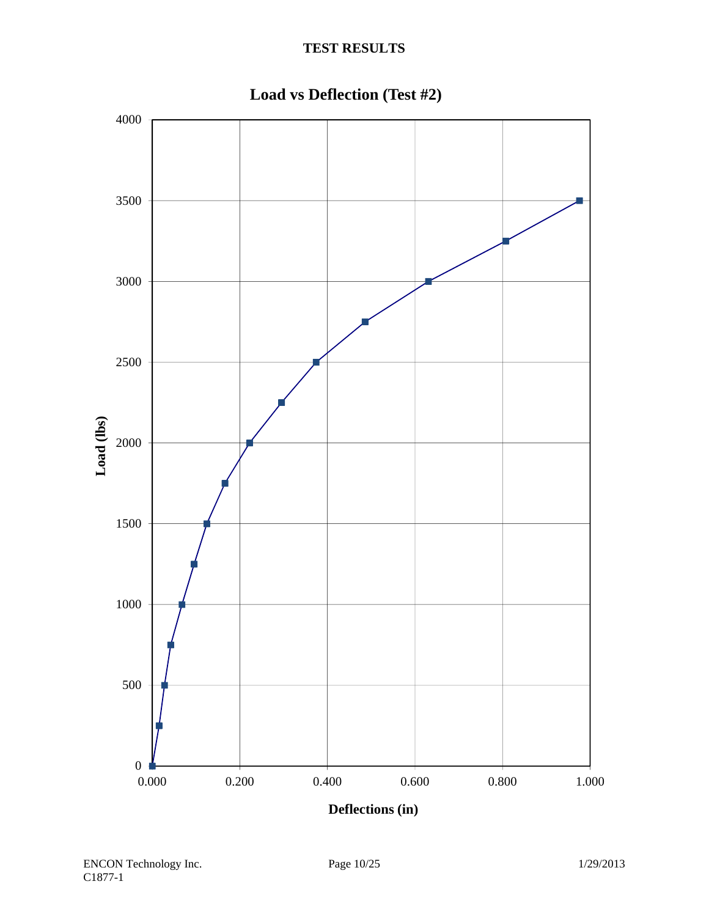## TEST RESULTS

**Load vs Deflection (Test #2)**

Load (lbs)

Deflections (in)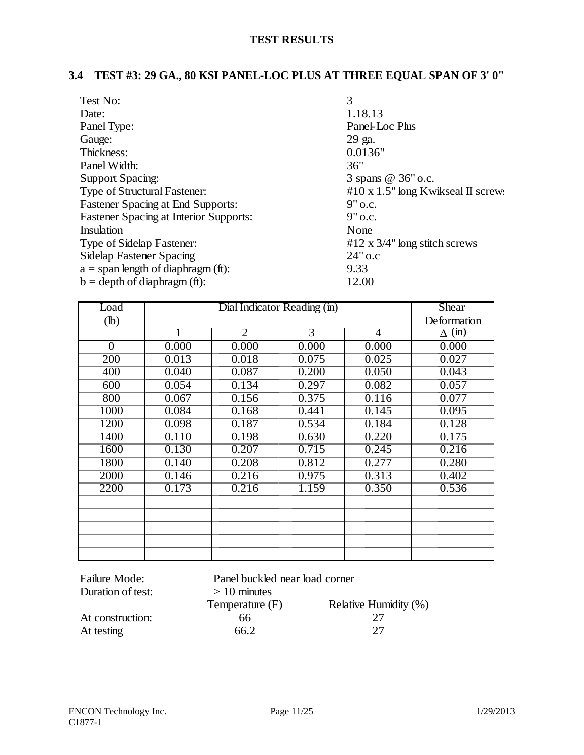## TEST RESULTS

### 3.4 TEST #3: 29 GA., 80 KSI PANEL-LOC PLUS AT THREE EQUAL SPAN OF 3' 0"

| | |
|---|---|
| Test No: | 3 |
| Date: | 1.18.13 |
| Panel Type: | Panel-Loc Plus |
| Gauge: | 29 ga. |
| Thickness: | 0.0136" |
| Panel Width: | 36" |
| Support Spacing: | 3 spans @ 36" o.c. |
| Type of Structural Fastener: | #10 x 1.5" long Kwikseal II screws |
| Fastener Spacing at End Supports: | 9" o.c. |
| Fastener Spacing at Interior Supports: | 9" o.c. |
| Insulation | None |
| Type of Sidelap Fastener: | #12 x 3/4" long stitch screws |
| Sidelap Fastener Spacing | 24" o.c |
| a = span length of diaphragm (ft): | 9.33 |
| b = depth of diaphragm (ft): | 12.00 |

| Load (lb) | Dial Indicator Reading (in) | | | | Shear Deformation |
|---|---|---|---|---|---|
| | 1 | 2 | 3 | 4 | $\Delta$ (in) |
| 0 | 0.000 | 0.000 | 0.000 | 0.000 | 0.000 |
| 200 | 0.013 | 0.018 | 0.075 | 0.025 | 0.027 |
| 400 | 0.040 | 0.087 | 0.200 | 0.050 | 0.043 |
| 600 | 0.054 | 0.134 | 0.297 | 0.082 | 0.057 |
| 800 | 0.067 | 0.156 | 0.375 | 0.116 | 0.077 |
| 1000 | 0.084 | 0.168 | 0.441 | 0.145 | 0.095 |
| 1200 | 0.098 | 0.187 | 0.534 | 0.184 | 0.128 |
| 1400 | 0.110 | 0.198 | 0.630 | 0.220 | 0.175 |
| 1600 | 0.130 | 0.207 | 0.715 | 0.245 | 0.216 |
| 1800 | 0.140 | 0.208 | 0.812 | 0.277 | 0.280 |
| 2000 | 0.146 | 0.216 | 0.975 | 0.313 | 0.402 |
| 2200 | 0.173 | 0.216 | 1.159 | 0.350 | 0.536 |

| | | |
|---|---|---|
| Failure Mode: | Panel buckled near load corner | |
| Duration of test: | > 10 minutes | |
| | Temperature (F) | Relative Humidity (%) |
| At construction: | 66 | 27 |
| At testing | 66.2 | 27 |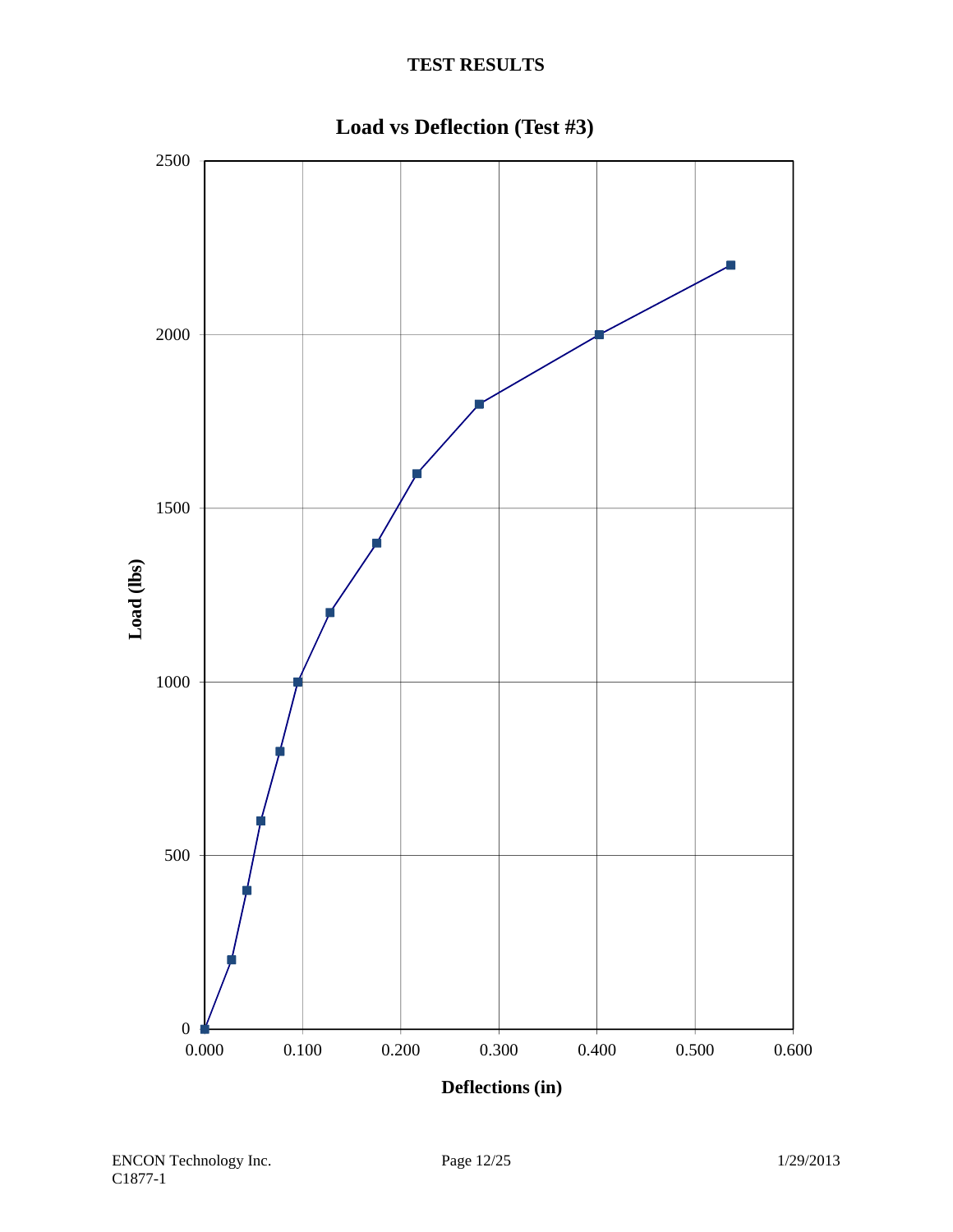## TEST RESULTS

**Load vs Deflection (Test #3)**

Load (lbs)

2500
2000
1500
1000
500
0

0.000 0.100 0.200 0.300 0.400 0.500 0.600

**Deflections (in)**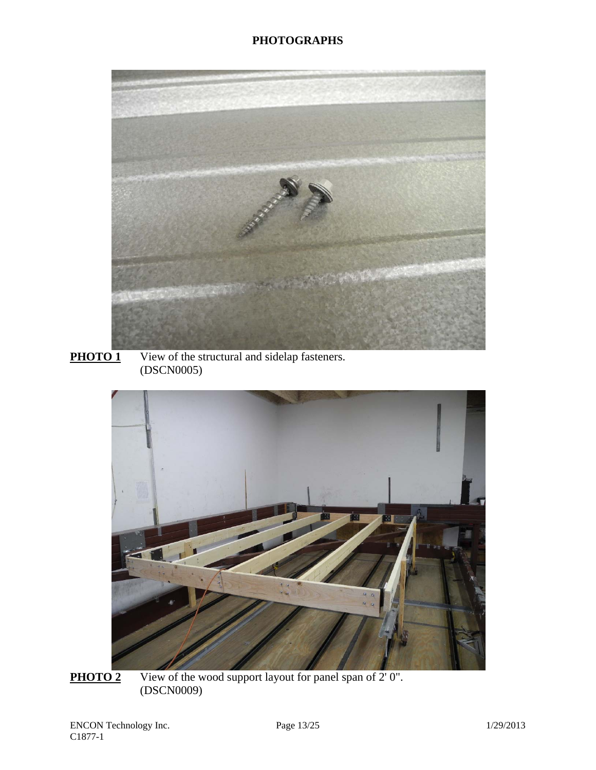# PHOTOGRAPHS

**PHOTO 1** View of the structural and sidelap fasteners. (DSCN0005)

**PHOTO 2** View of the wood support layout for panel span of 2' 0". (DSCN0009)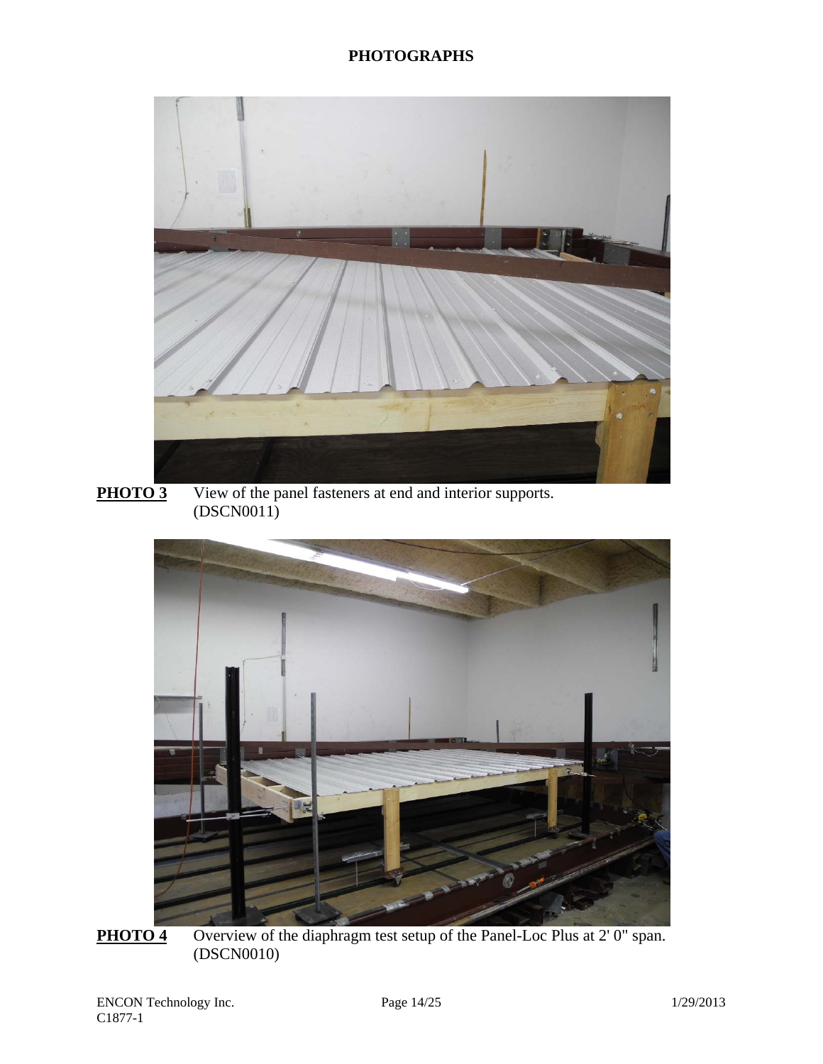# PHOTOGRAPHS

**PHOTO 3** View of the panel fasteners at end and interior supports. (DSCN0011)

**PHOTO 4** Overview of the diaphragm test setup of the Panel-Loc Plus at 2' 0" span. (DSCN0010)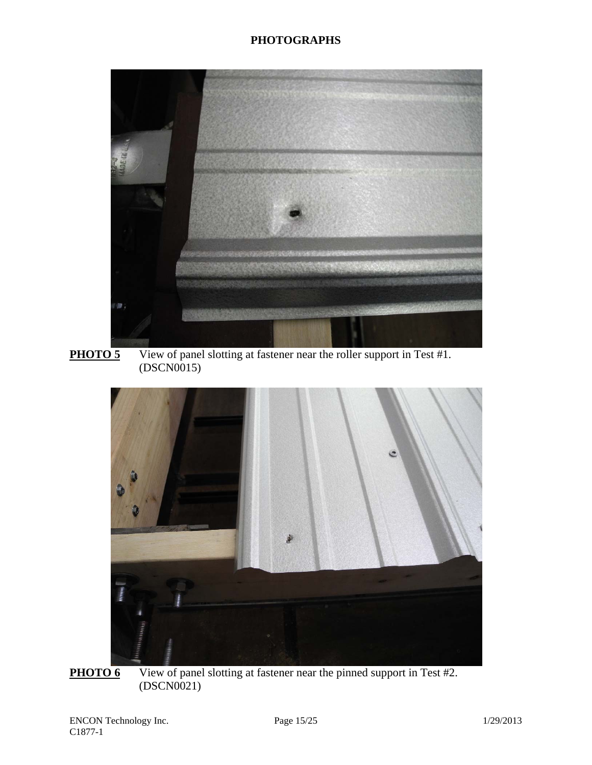# PHOTOGRAPHS

**PHOTO 5** View of panel slotting at fastener near the roller support in Test #1. (DSCN0015)

**PHOTO 6** View of panel slotting at fastener near the pinned support in Test #2. (DSCN0021)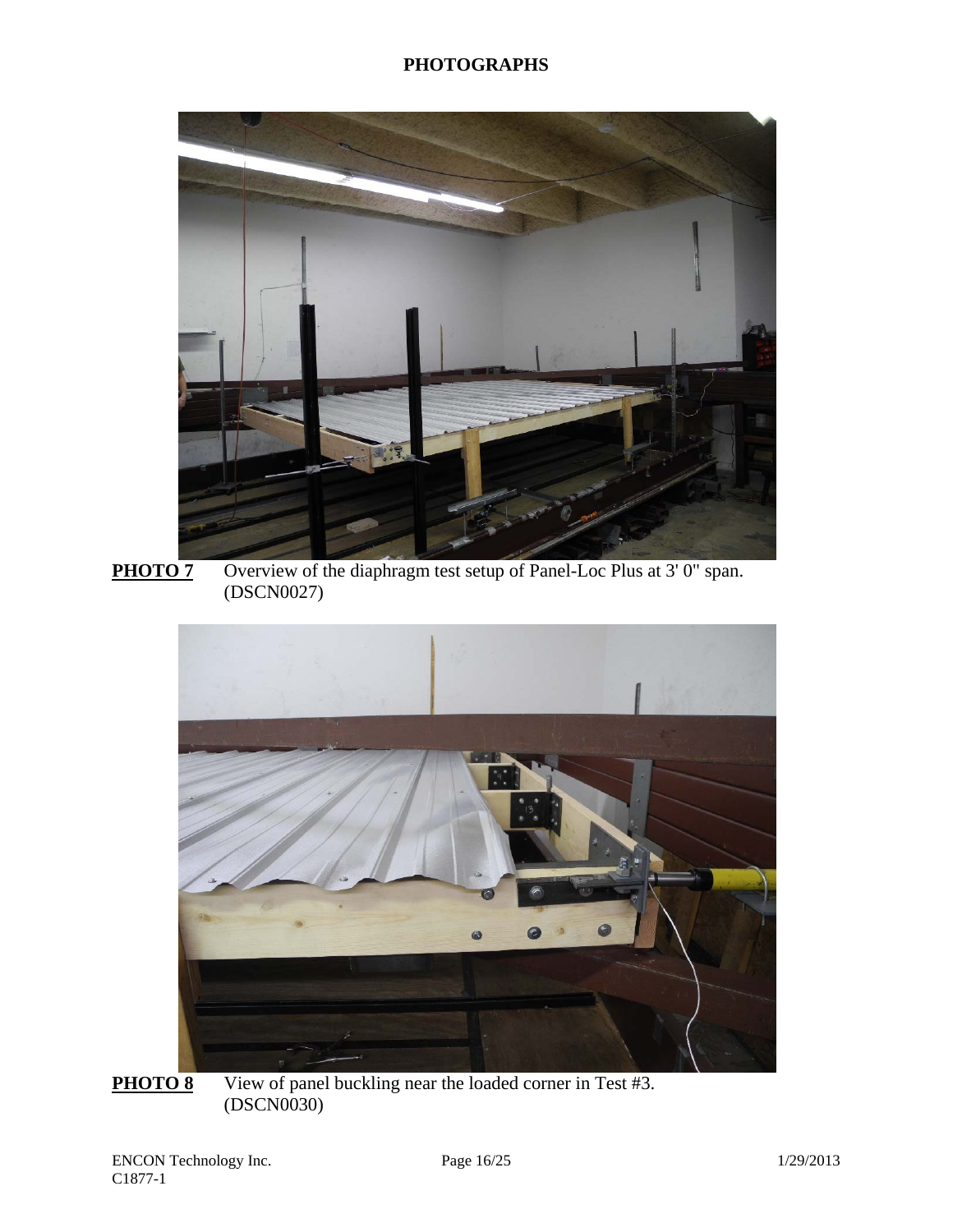## PHOTOGRAPHS

**PHOTO 7** Overview of the diaphragm test setup of Panel-Loc Plus at 3' 0" span. (DSCN0027)

**PHOTO 8** View of panel buckling near the loaded corner in Test #3. (DSCN0030)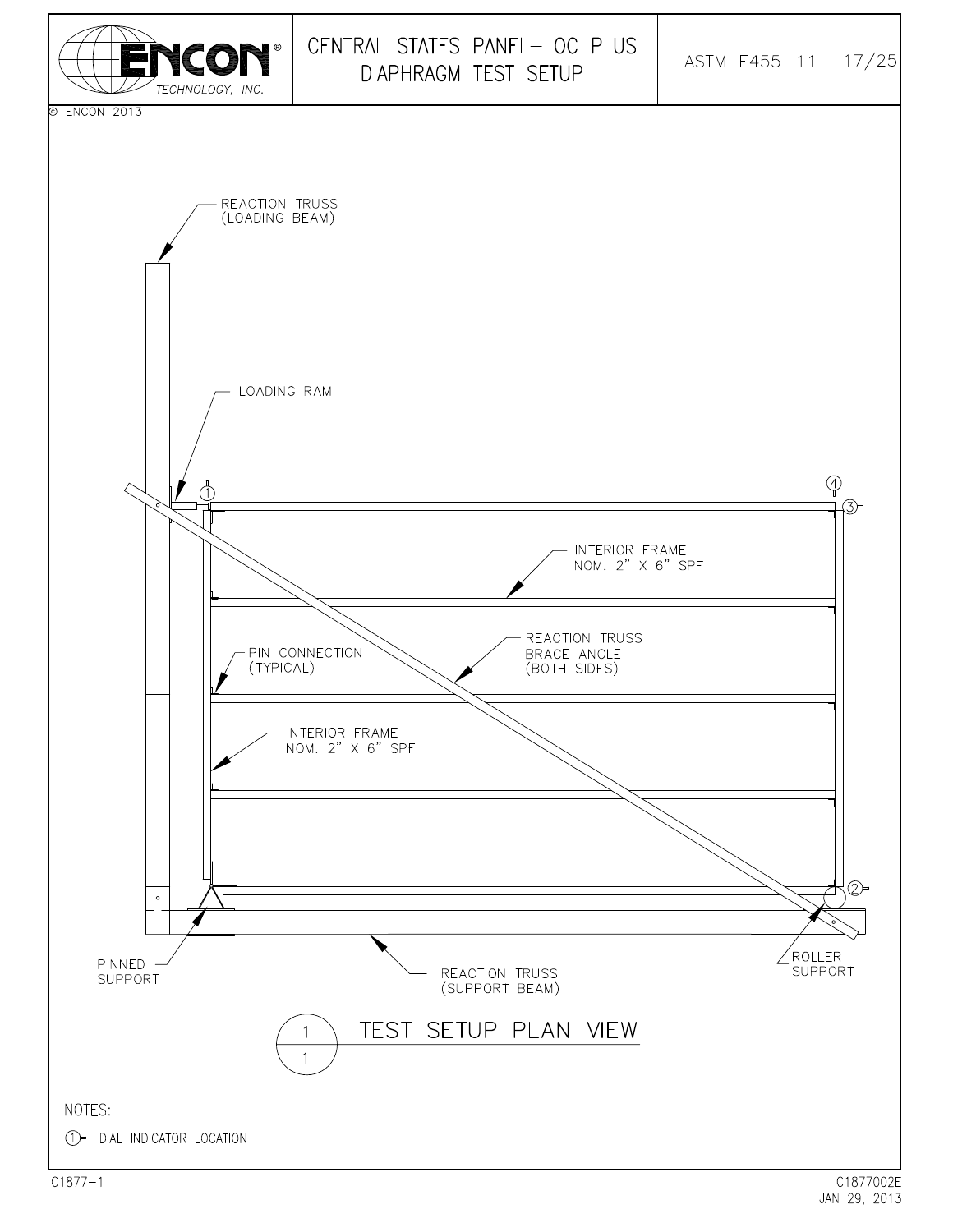# CENTRAL STATES PANEL-LOC PLUS DIAPHRAGM TEST SETUP

ASTM E455-11

© ENCON 2013

REACTION TRUSS (LOADING BEAM)

LOADING RAM

INTERIOR FRAME NOM. 2" X 6" SPF

PIN CONNECTION (TYPICAL)

REACTION TRUSS BRACE ANGLE (BOTH SIDES)

INTERIOR FRAME NOM. 2" X 6" SPF

PINNED SUPPORT

REACTION TRUSS (SUPPORT BEAM)

ROLLER SUPPORT

1 / 1 TEST SETUP PLAN VIEW

NOTES:

① = DIAL INDICATOR LOCATION

C1877-1

C1877002E
JAN 29, 2013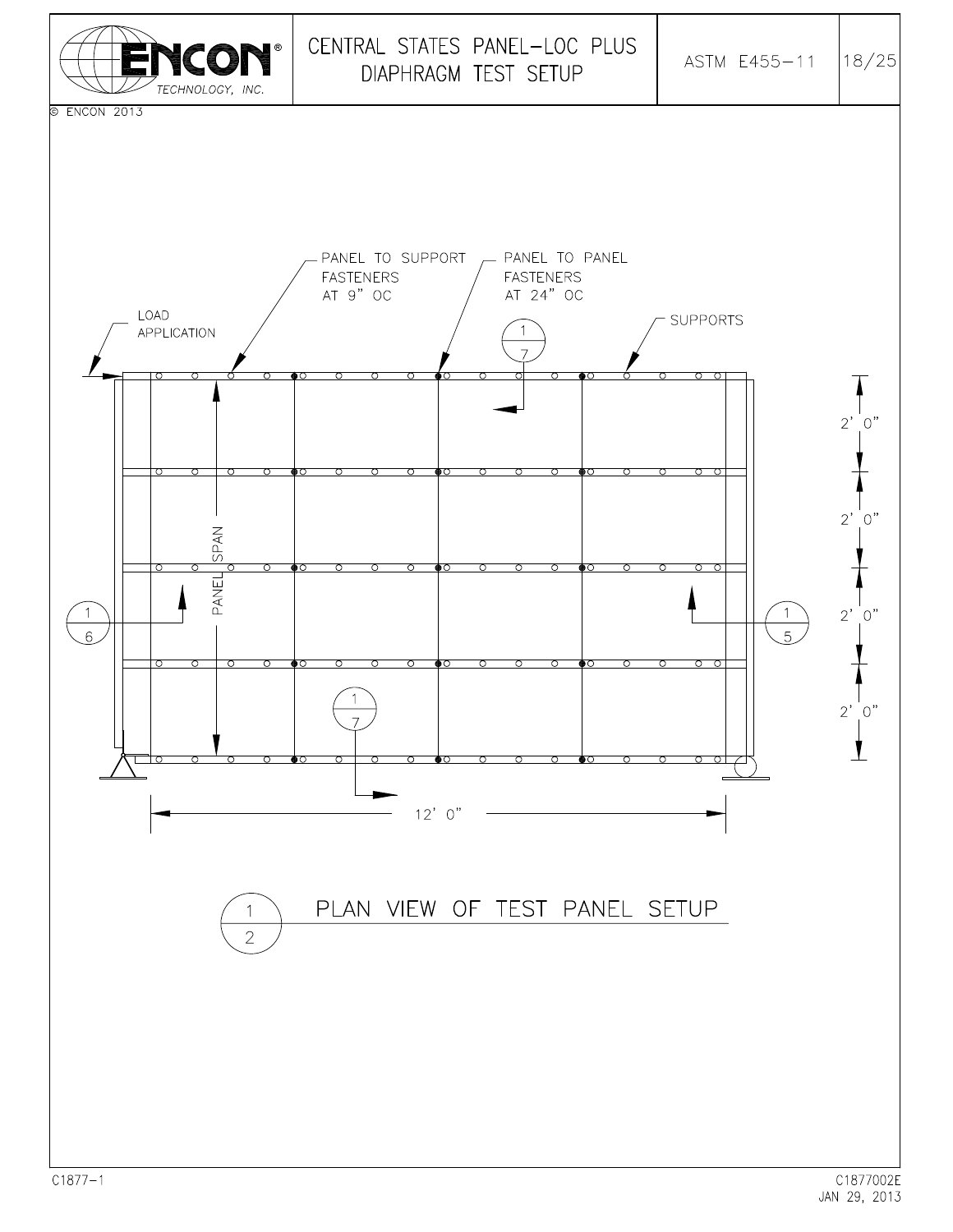# CENTRAL STATES PANEL-LOC PLUS DIAPHRAGM TEST SETUP

ASTM E455-11

© ENCON 2013

PANEL TO SUPPORT FASTENERS AT 9" OC

PANEL TO PANEL FASTENERS AT 24" OC

LOAD APPLICATION

SUPPORTS

PANEL SPAN

2' 0"

2' 0"

2' 0"

2' 0"

12' 0"

## PLAN VIEW OF TEST PANEL SETUP

C1877-1

C1877002E
JAN 29, 2013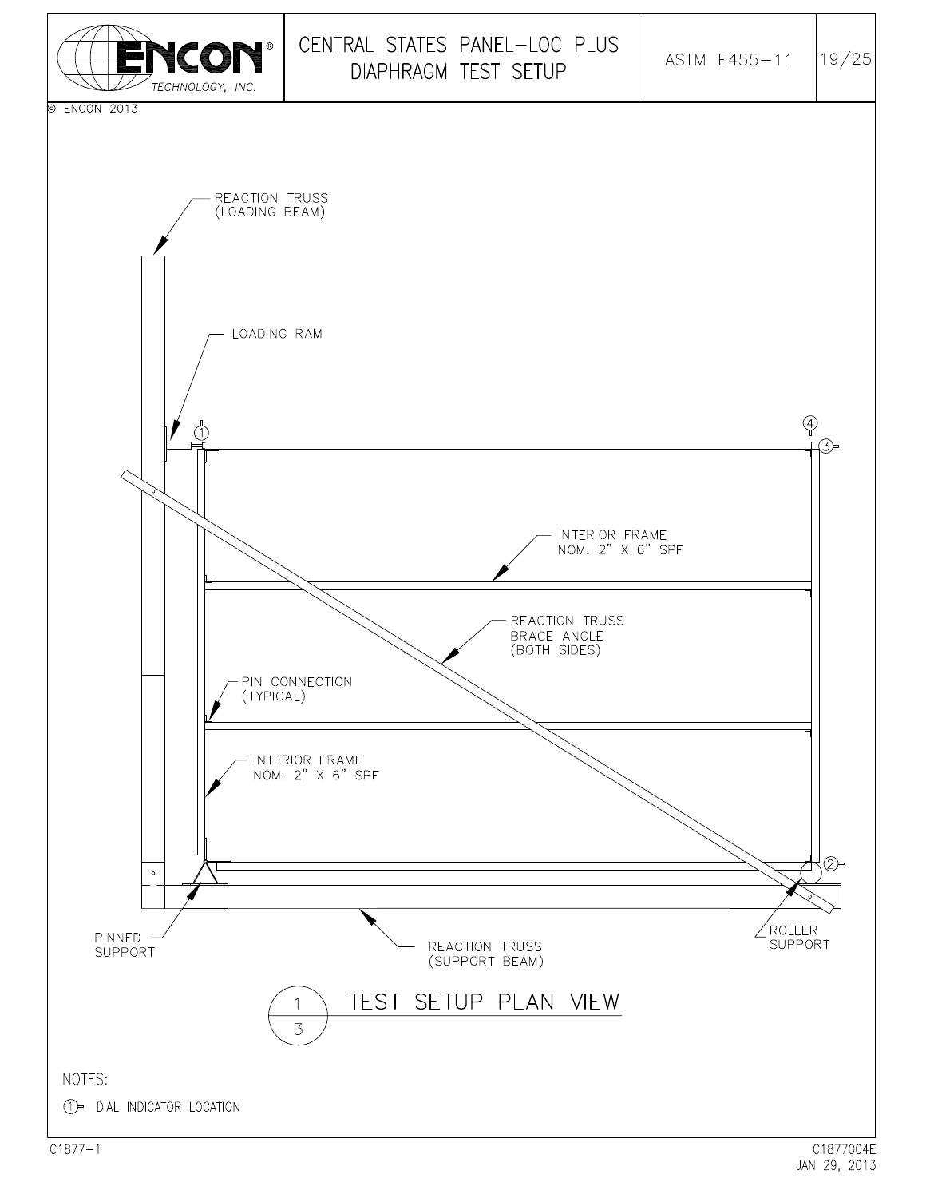# CENTRAL STATES PANEL-LOC PLUS DIAPHRAGM TEST SETUP

ASTM E455-11

© ENCON 2013

REACTION TRUSS (LOADING BEAM)

LOADING RAM

INTERIOR FRAME NOM. 2" X 6" SPF

REACTION TRUSS BRACE ANGLE (BOTH SIDES)

PIN CONNECTION (TYPICAL)

INTERIOR FRAME NOM. 2" X 6" SPF

PINNED SUPPORT

REACTION TRUSS (SUPPORT BEAM)

ROLLER SUPPORT

## 1/3 TEST SETUP PLAN VIEW

NOTES:

① DIAL INDICATOR LOCATION

C1877-1

C1877004E
JAN 29, 2013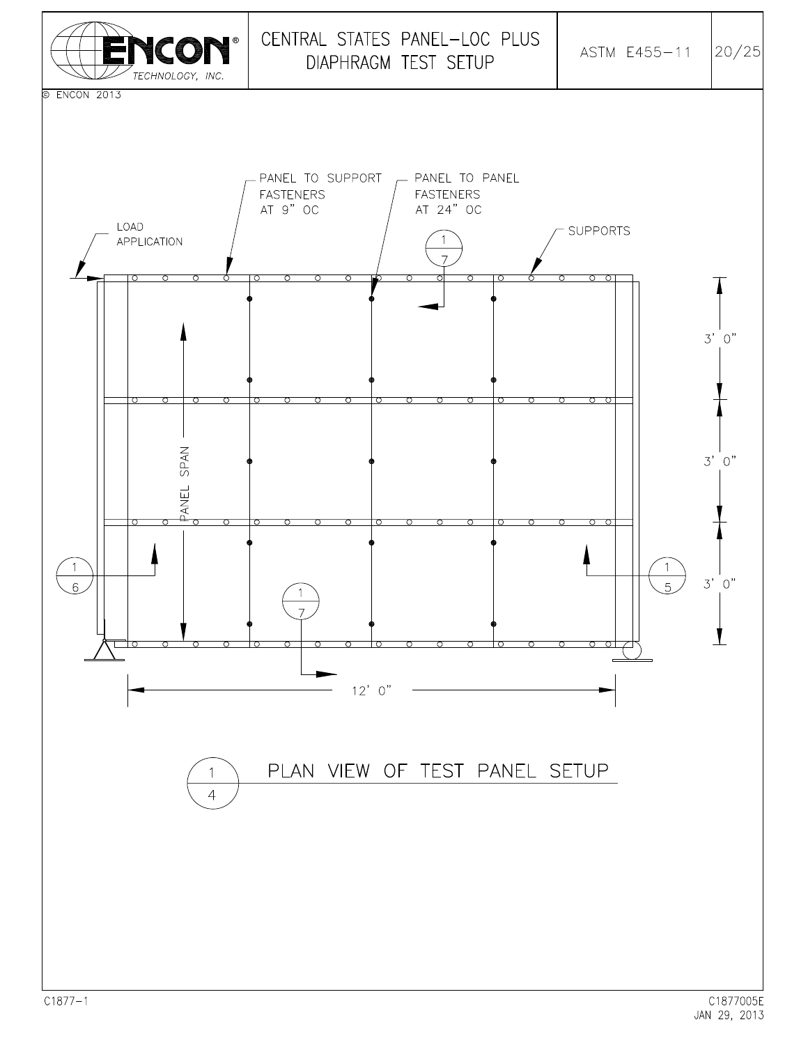# CENTRAL STATES PANEL-LOC PLUS DIAPHRAGM TEST SETUP

ASTM E455-11

© ENCON 2013

PANEL TO SUPPORT FASTENERS AT 9" OC

PANEL TO PANEL FASTENERS AT 24" OC

LOAD APPLICATION

SUPPORTS

PANEL SPAN

3' 0"

3' 0"

3' 0"

12' 0"

1/7

1/6

1/5

1/4 PLAN VIEW OF TEST PANEL SETUP

C1877-1

C1877005E
JAN 29, 2013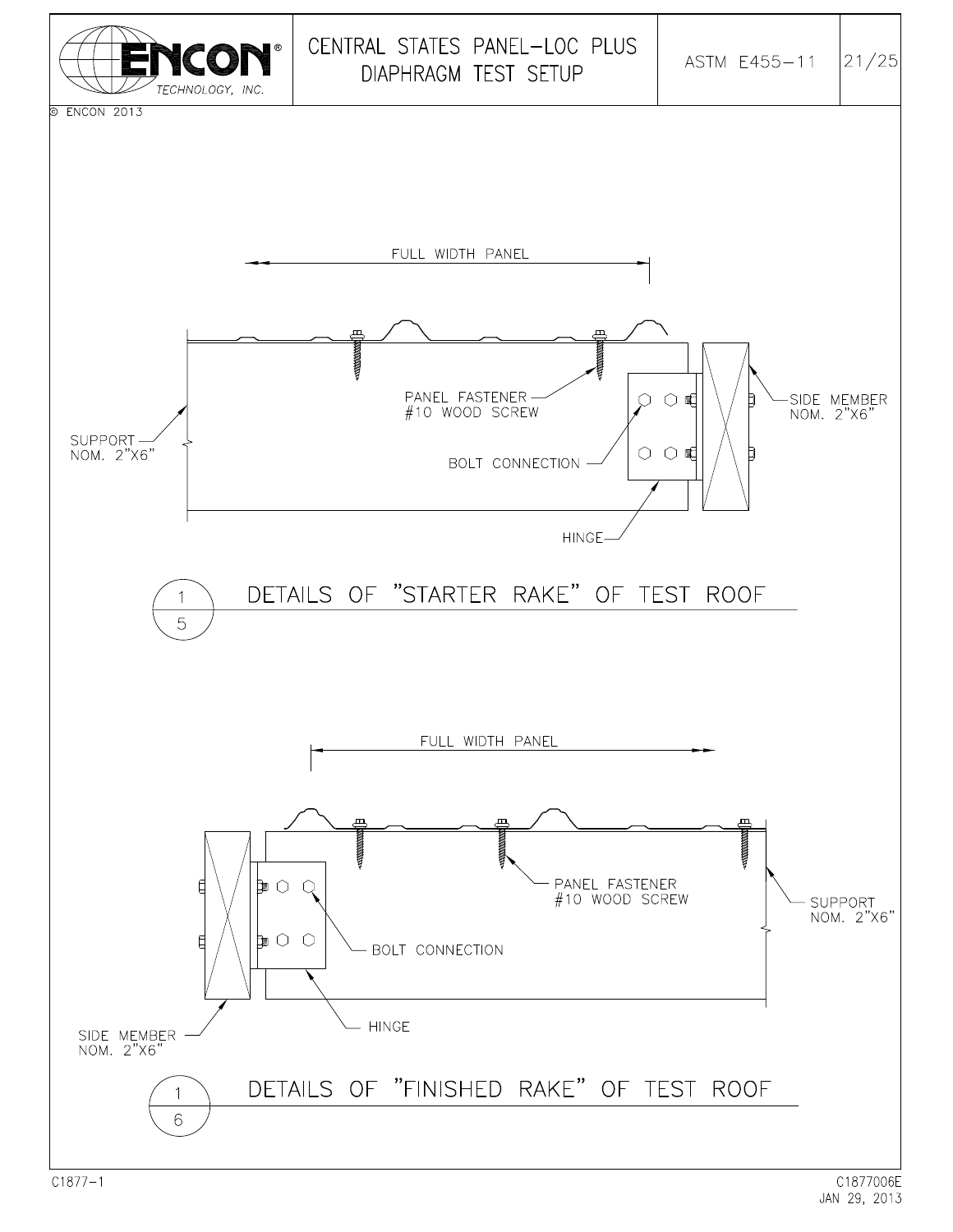CENTRAL STATES PANEL-LOC PLUS DIAPHRAGM TEST SETUP

ASTM E455-11

© ENCON 2013

FULL WIDTH PANEL

PANEL FASTENER #10 WOOD SCREW

SIDE MEMBER NOM. 2"X6"

SUPPORT NOM. 2"X6"

BOLT CONNECTION

HINGE

## 1/5 DETAILS OF "STARTER RAKE" OF TEST ROOF

FULL WIDTH PANEL

PANEL FASTENER #10 WOOD SCREW

SUPPORT NOM. 2"X6"

BOLT CONNECTION

SIDE MEMBER NOM. 2"X6"

HINGE

## 1/6 DETAILS OF "FINISHED RAKE" OF TEST ROOF

C1877-1

C1877006E
JAN 29, 2013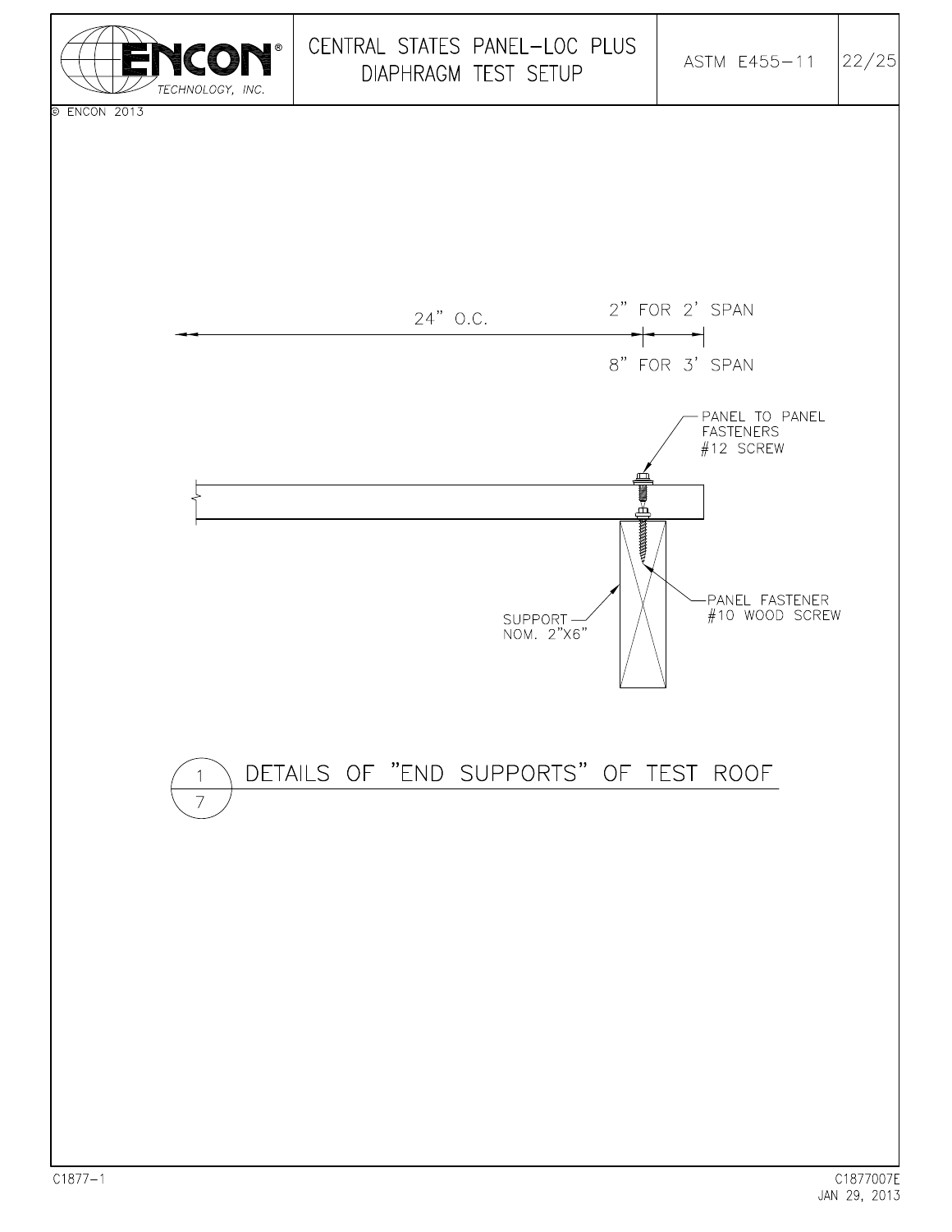# CENTRAL STATES PANEL-LOC PLUS DIAPHRAGM TEST SETUP

ASTM E455-11

© ENCON 2013

24" O.C.

2" FOR 2' SPAN

8" FOR 3' SPAN

PANEL TO PANEL FASTENERS #12 SCREW

PANEL FASTENER #10 WOOD SCREW

SUPPORT NOM. 2"X6"

## 1/7 DETAILS OF "END SUPPORTS" OF TEST ROOF

C1877-1

C1877007E
JAN 29, 2013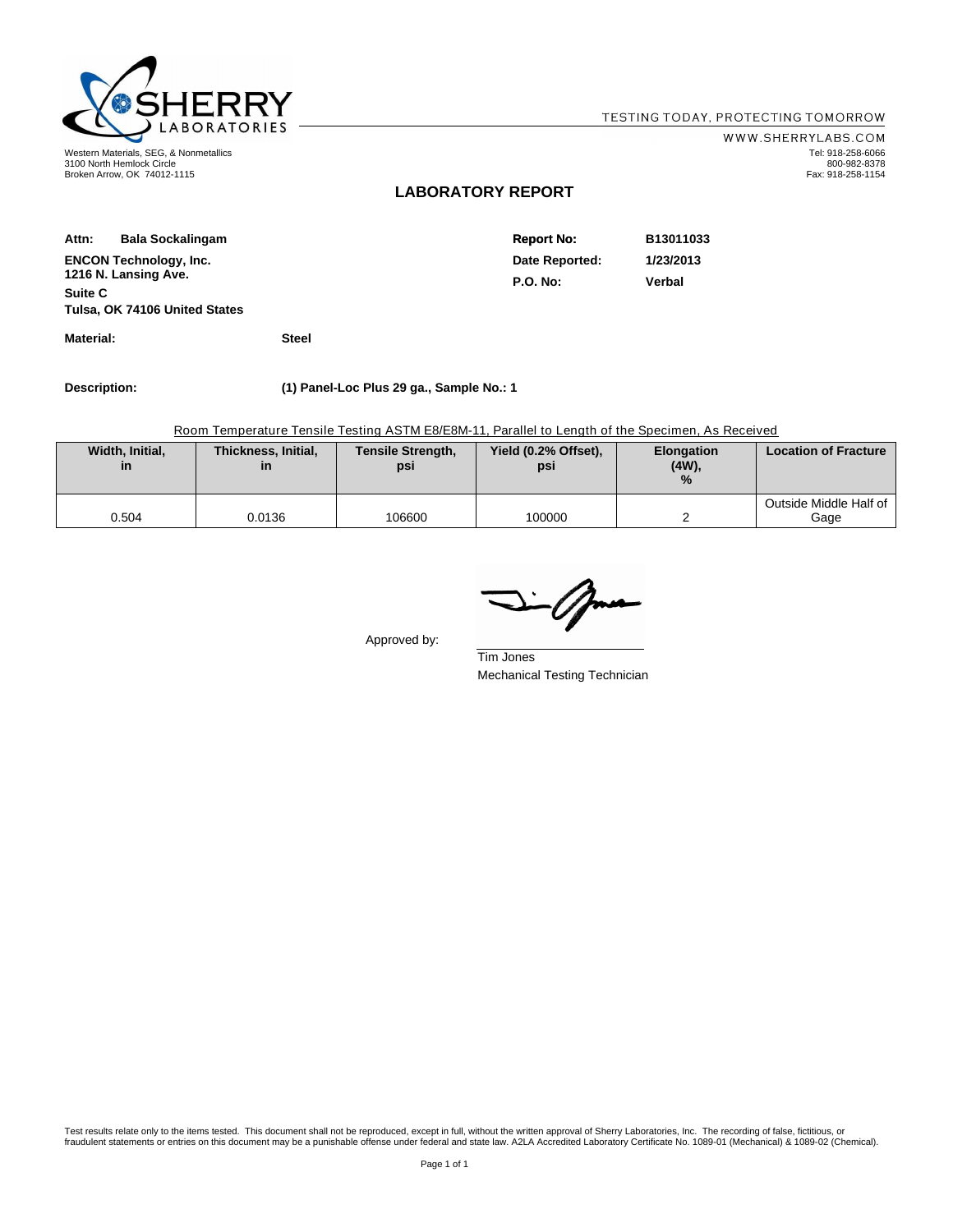SHERRY LABORATORIES

TESTING TODAY, PROTECTING TOMORROW

Western Materials, SEG, & Nonmetallics
3100 North Hemlock Circle
Broken Arrow, OK 74012-1115

WWW.SHERRYLABS.COM
Tel: 918-258-6066
800-982-8378
Fax: 918-258-1154

# LABORATORY REPORT

**Attn:** **Bala Sockalingam**

**ENCON Technology, Inc.**
**1216 N. Lansing Ave.**
**Suite C**
**Tulsa, OK 74106 United States**

**Report No:** **B13011033**
**Date Reported:** **1/23/2013**
**P.O. No:** **Verbal**

**Material:** **Steel**

**Description:** **(1) Panel-Loc Plus 29 ga., Sample No.: 1**

Room Temperature Tensile Testing ASTM E8/E8M-11, Parallel to Length of the Specimen, As Received

| Width, Initial, in | Thickness, Initial, in | Tensile Strength, psi | Yield (0.2% Offset), psi | Elongation (4W), % | Location of Fracture |
|---|---|---|---|---|---|
| 0.504 | 0.0136 | 106600 | 100000 | 2 | Outside Middle Half of Gage |

Approved by:

Tim Jones
Mechanical Testing Technician

Test results relate only to the items tested. This document shall not be reproduced, except in full, without the written approval of Sherry Laboratories, Inc. The recording of false, fictitious, or fraudulent statements or entries on this document may be a punishable offense under federal and state law. A2LA Accredited Laboratory Certificate No. 1089-01 (Mechanical) & 1089-02 (Chemical).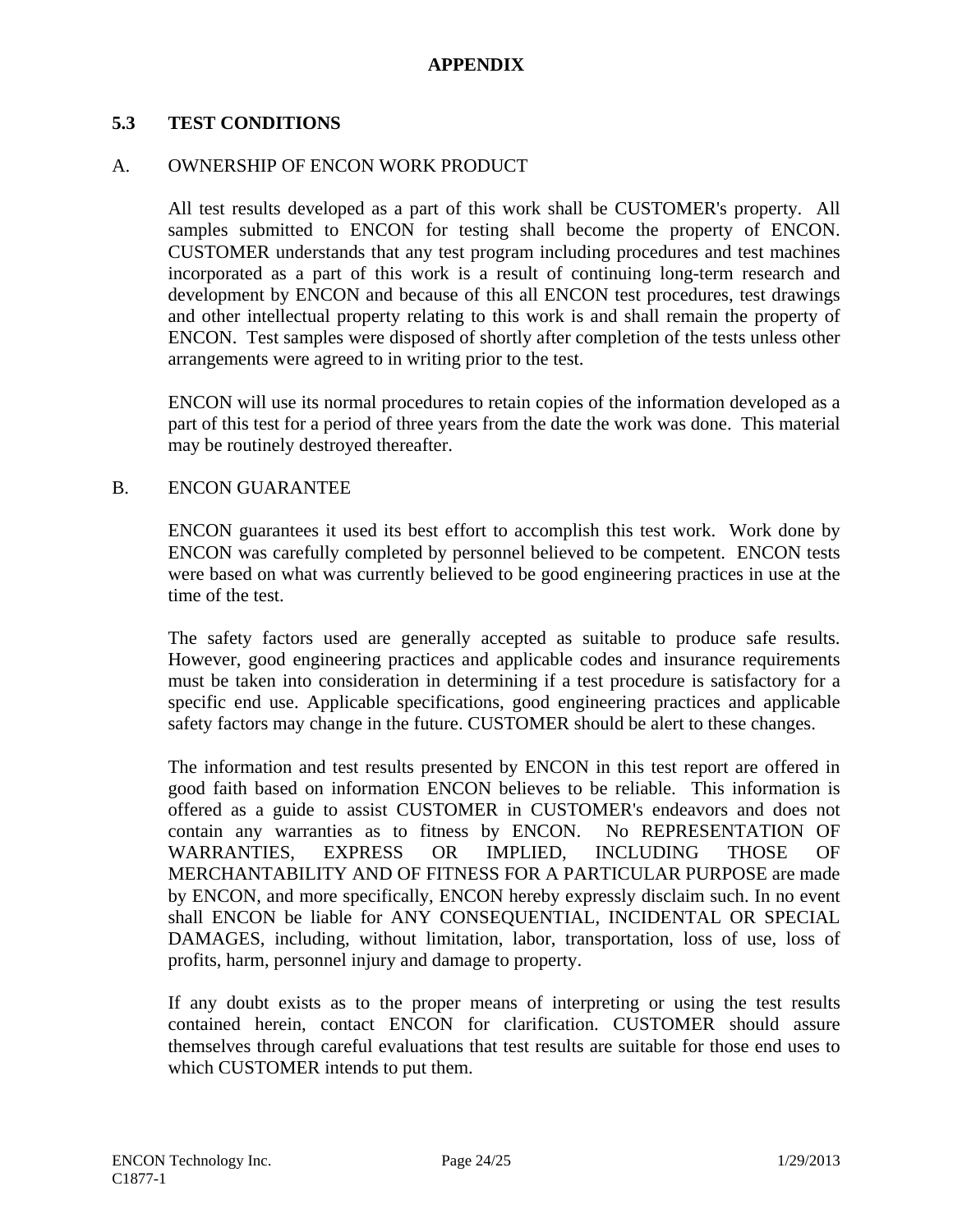# APPENDIX

## 5.3 TEST CONDITIONS

### A. OWNERSHIP OF ENCON WORK PRODUCT

All test results developed as a part of this work shall be CUSTOMER's property. All samples submitted to ENCON for testing shall become the property of ENCON. CUSTOMER understands that any test program including procedures and test machines incorporated as a part of this work is a result of continuing long-term research and development by ENCON and because of this all ENCON test procedures, test drawings and other intellectual property relating to this work is and shall remain the property of ENCON. Test samples were disposed of shortly after completion of the tests unless other arrangements were agreed to in writing prior to the test.

ENCON will use its normal procedures to retain copies of the information developed as a part of this test for a period of three years from the date the work was done. This material may be routinely destroyed thereafter.

### B. ENCON GUARANTEE

ENCON guarantees it used its best effort to accomplish this test work. Work done by ENCON was carefully completed by personnel believed to be competent. ENCON tests were based on what was currently believed to be good engineering practices in use at the time of the test.

The safety factors used are generally accepted as suitable to produce safe results. However, good engineering practices and applicable codes and insurance requirements must be taken into consideration in determining if a test procedure is satisfactory for a specific end use. Applicable specifications, good engineering practices and applicable safety factors may change in the future. CUSTOMER should be alert to these changes.

The information and test results presented by ENCON in this test report are offered in good faith based on information ENCON believes to be reliable. This information is offered as a guide to assist CUSTOMER in CUSTOMER's endeavors and does not contain any warranties as to fitness by ENCON. No REPRESENTATION OF WARRANTIES, EXPRESS OR IMPLIED, INCLUDING THOSE OF MERCHANTABILITY AND OF FITNESS FOR A PARTICULAR PURPOSE are made by ENCON, and more specifically, ENCON hereby expressly disclaim such. In no event shall ENCON be liable for ANY CONSEQUENTIAL, INCIDENTAL OR SPECIAL DAMAGES, including, without limitation, labor, transportation, loss of use, loss of profits, harm, personnel injury and damage to property.

If any doubt exists as to the proper means of interpreting or using the test results contained herein, contact ENCON for clarification. CUSTOMER should assure themselves through careful evaluations that test results are suitable for those end uses to which CUSTOMER intends to put them.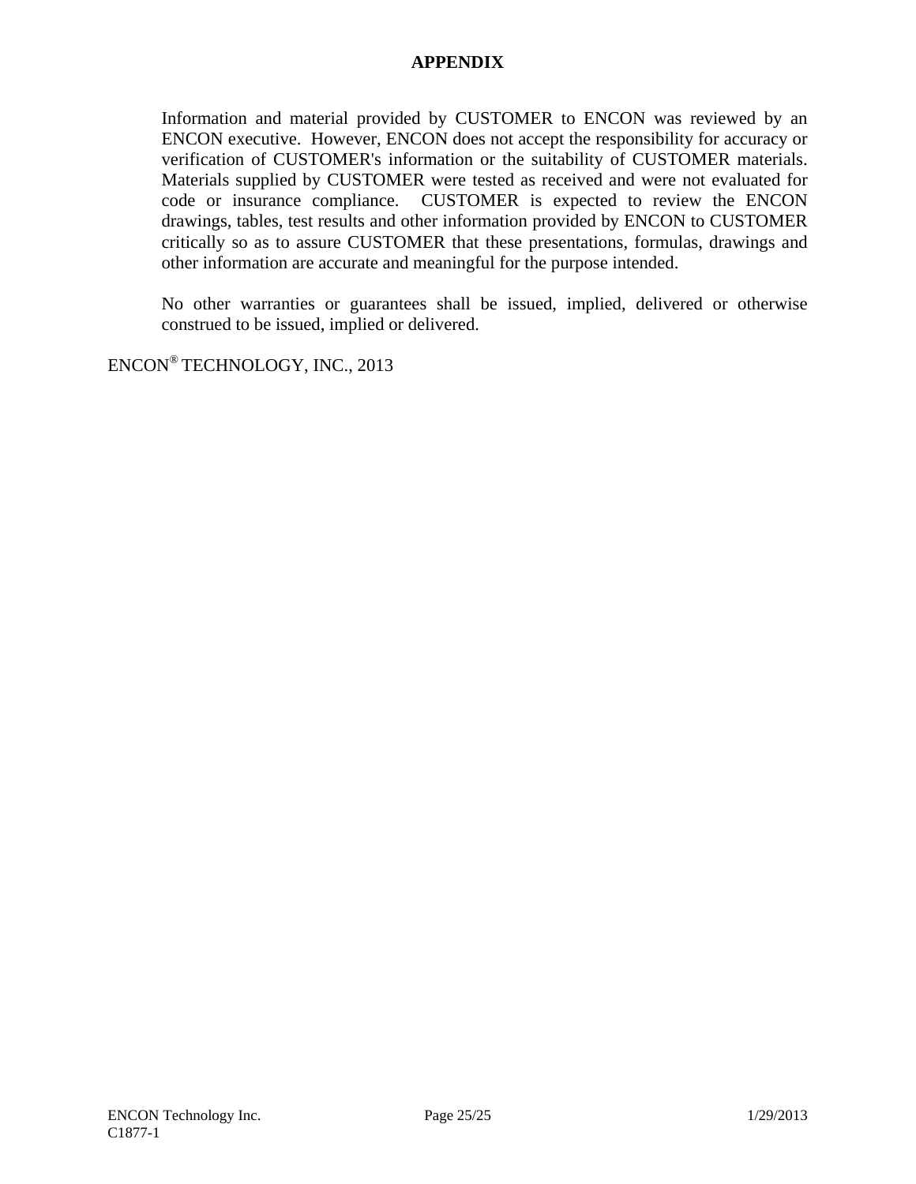# APPENDIX

Information and material provided by CUSTOMER to ENCON was reviewed by an ENCON executive. However, ENCON does not accept the responsibility for accuracy or verification of CUSTOMER's information or the suitability of CUSTOMER materials. Materials supplied by CUSTOMER were tested as received and were not evaluated for code or insurance compliance. CUSTOMER is expected to review the ENCON drawings, tables, test results and other information provided by ENCON to CUSTOMER critically so as to assure CUSTOMER that these presentations, formulas, drawings and other information are accurate and meaningful for the purpose intended.

No other warranties or guarantees shall be issued, implied, delivered or otherwise construed to be issued, implied or delivered.

ENCON® TECHNOLOGY, INC., 2013